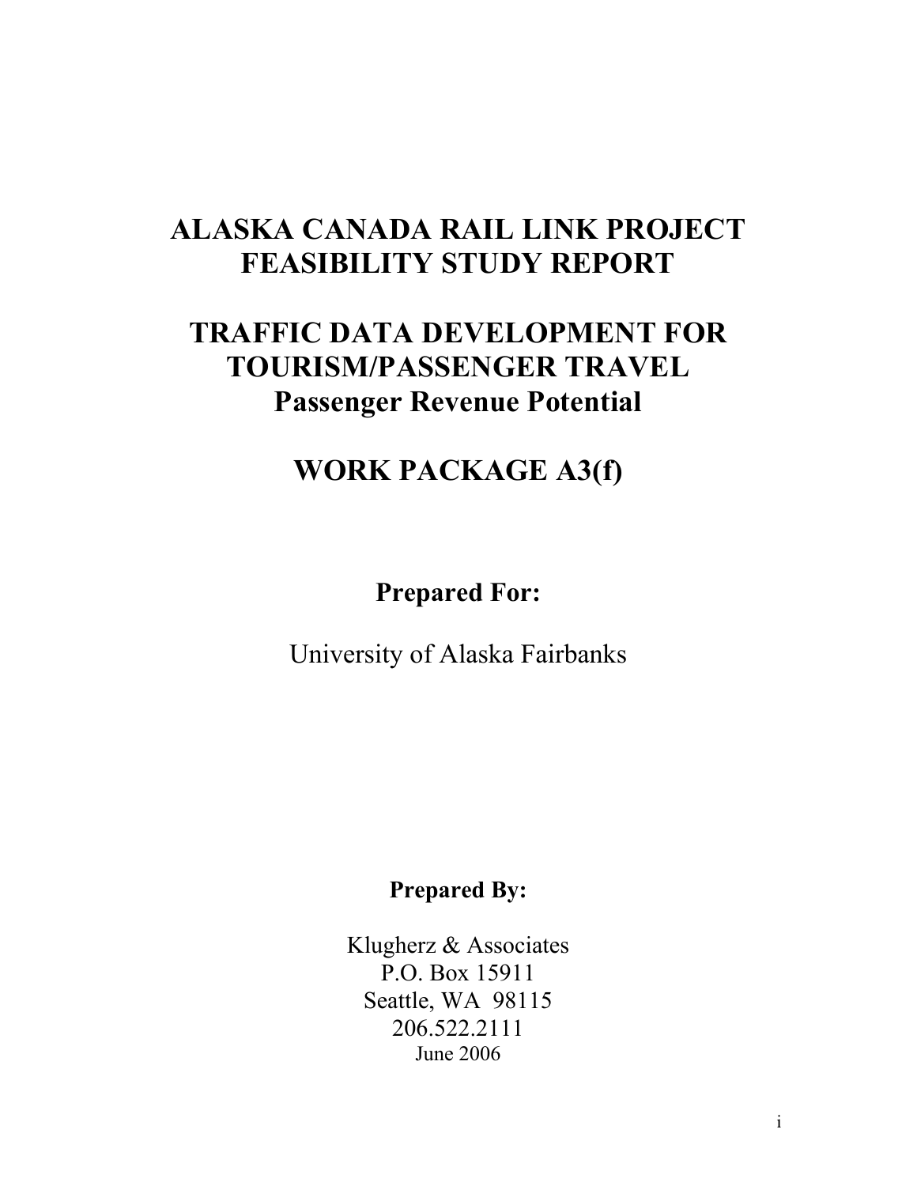# ALASKA CANADA RAIL LINK PROJECT FEASIBILITY STUDY REPORT

# TRAFFIC DATA DEVELOPMENT FOR TOURISM/PASSENGER TRAVEL

## Passenger Revenue Potential

# WORK PACKAGE A3(f)

**Prepared For:**

University of Alaska Fairbanks

**Prepared By:**

Klugherz & Associates
P.O. Box 15911
Seattle, WA 98115
206.522.2111
June 2006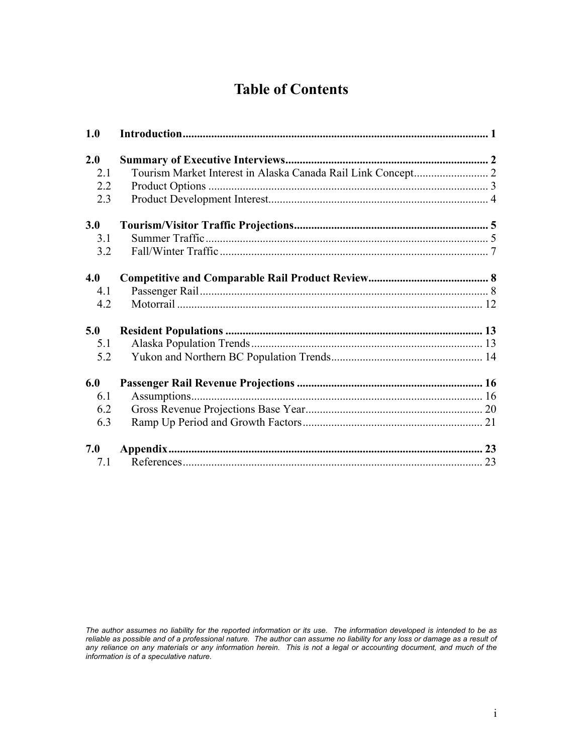# Table of Contents

| | | |
|---|---|---|
| **1.0** | **Introduction** | **1** |
| **2.0** | **Summary of Executive Interviews** | **2** |
| 2.1 | Tourism Market Interest in Alaska Canada Rail Link Concept | 2 |
| 2.2 | Product Options | 3 |
| 2.3 | Product Development Interest | 4 |
| **3.0** | **Tourism/Visitor Traffic Projections** | **5** |
| 3.1 | Summer Traffic | 5 |
| 3.2 | Fall/Winter Traffic | 7 |
| **4.0** | **Competitive and Comparable Rail Product Review** | **8** |
| 4.1 | Passenger Rail | 8 |
| 4.2 | Motorrail | 12 |
| **5.0** | **Resident Populations** | **13** |
| 5.1 | Alaska Population Trends | 13 |
| 5.2 | Yukon and Northern BC Population Trends | 14 |
| **6.0** | **Passenger Rail Revenue Projections** | **16** |
| 6.1 | Assumptions | 16 |
| 6.2 | Gross Revenue Projections Base Year | 20 |
| 6.3 | Ramp Up Period and Growth Factors | 21 |
| **7.0** | **Appendix** | **23** |
| 7.1 | References | 23 |

*The author assumes no liability for the reported information or its use. The information developed is intended to be as reliable as possible and of a professional nature. The author can assume no liability for any loss or damage as a result of any reliance on any materials or any information herein. This is not a legal or accounting document, and much of the information is of a speculative nature.*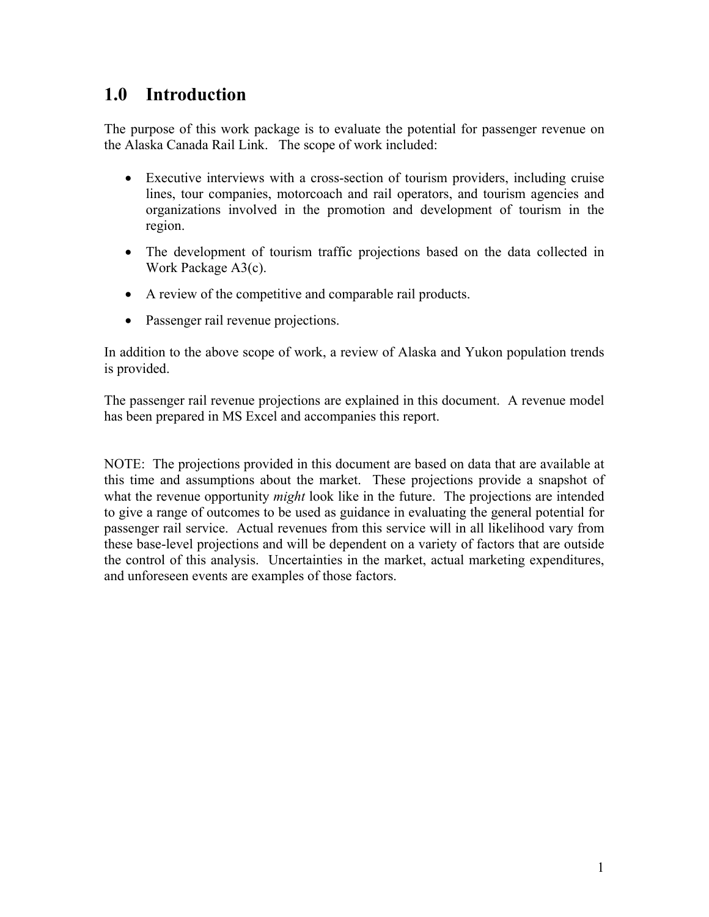# 1.0 Introduction

The purpose of this work package is to evaluate the potential for passenger revenue on the Alaska Canada Rail Link. The scope of work included:

- Executive interviews with a cross-section of tourism providers, including cruise lines, tour companies, motorcoach and rail operators, and tourism agencies and organizations involved in the promotion and development of tourism in the region.
- The development of tourism traffic projections based on the data collected in Work Package A3(c).
- A review of the competitive and comparable rail products.
- Passenger rail revenue projections.

In addition to the above scope of work, a review of Alaska and Yukon population trends is provided.

The passenger rail revenue projections are explained in this document. A revenue model has been prepared in MS Excel and accompanies this report.

NOTE: The projections provided in this document are based on data that are available at this time and assumptions about the market. These projections provide a snapshot of what the revenue opportunity *might* look like in the future. The projections are intended to give a range of outcomes to be used as guidance in evaluating the general potential for passenger rail service. Actual revenues from this service will in all likelihood vary from these base-level projections and will be dependent on a variety of factors that are outside the control of this analysis. Uncertainties in the market, actual marketing expenditures, and unforeseen events are examples of those factors.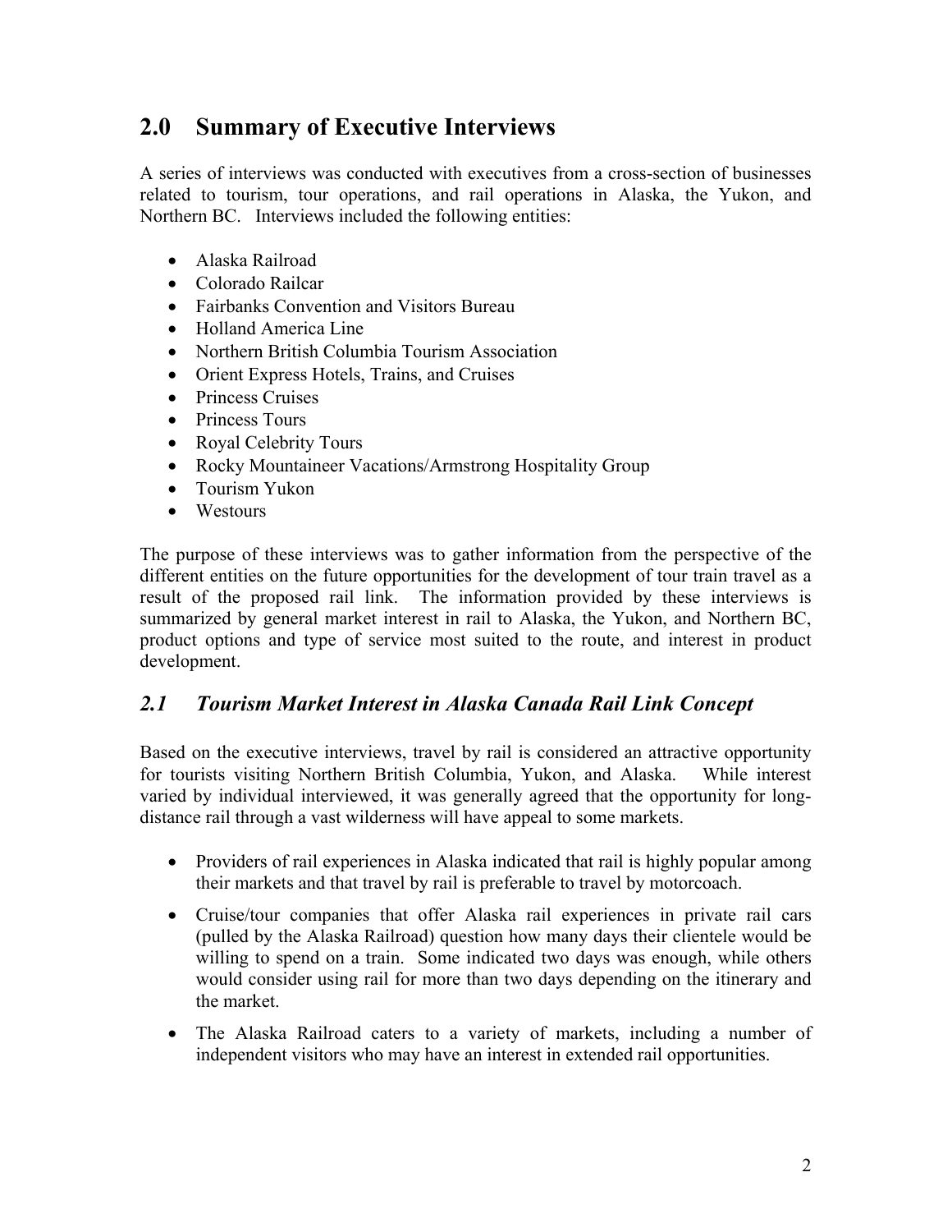## 2.0 Summary of Executive Interviews

A series of interviews was conducted with executives from a cross-section of businesses related to tourism, tour operations, and rail operations in Alaska, the Yukon, and Northern BC. Interviews included the following entities:

- Alaska Railroad
- Colorado Railcar
- Fairbanks Convention and Visitors Bureau
- Holland America Line
- Northern British Columbia Tourism Association
- Orient Express Hotels, Trains, and Cruises
- Princess Cruises
- Princess Tours
- Royal Celebrity Tours
- Rocky Mountaineer Vacations/Armstrong Hospitality Group
- Tourism Yukon
- Westours

The purpose of these interviews was to gather information from the perspective of the different entities on the future opportunities for the development of tour train travel as a result of the proposed rail link. The information provided by these interviews is summarized by general market interest in rail to Alaska, the Yukon, and Northern BC, product options and type of service most suited to the route, and interest in product development.

### *2.1 Tourism Market Interest in Alaska Canada Rail Link Concept*

Based on the executive interviews, travel by rail is considered an attractive opportunity for tourists visiting Northern British Columbia, Yukon, and Alaska. While interest varied by individual interviewed, it was generally agreed that the opportunity for long-distance rail through a vast wilderness will have appeal to some markets.

- Providers of rail experiences in Alaska indicated that rail is highly popular among their markets and that travel by rail is preferable to travel by motorcoach.
- Cruise/tour companies that offer Alaska rail experiences in private rail cars (pulled by the Alaska Railroad) question how many days their clientele would be willing to spend on a train. Some indicated two days was enough, while others would consider using rail for more than two days depending on the itinerary and the market.
- The Alaska Railroad caters to a variety of markets, including a number of independent visitors who may have an interest in extended rail opportunities.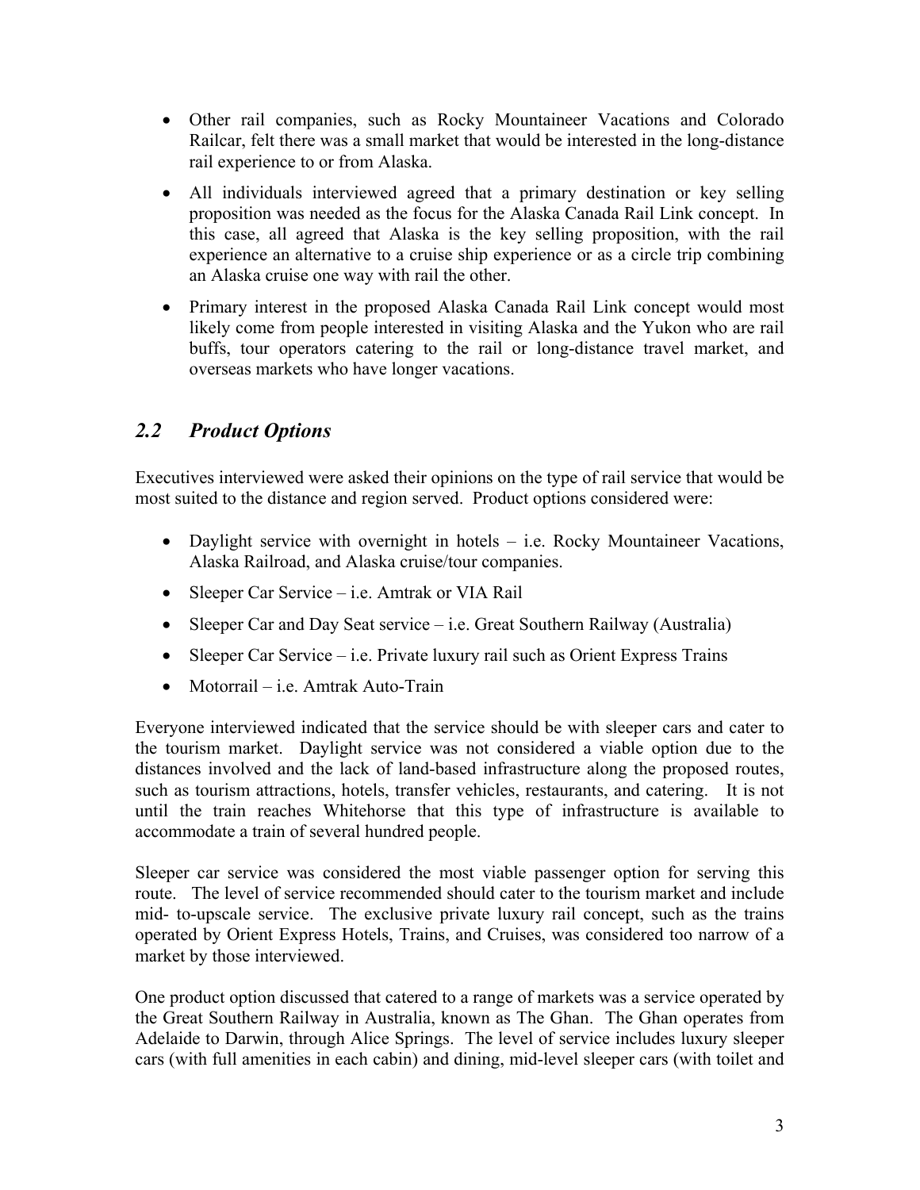- Other rail companies, such as Rocky Mountaineer Vacations and Colorado Railcar, felt there was a small market that would be interested in the long-distance rail experience to or from Alaska.
- All individuals interviewed agreed that a primary destination or key selling proposition was needed as the focus for the Alaska Canada Rail Link concept. In this case, all agreed that Alaska is the key selling proposition, with the rail experience an alternative to a cruise ship experience or as a circle trip combining an Alaska cruise one way with rail the other.
- Primary interest in the proposed Alaska Canada Rail Link concept would most likely come from people interested in visiting Alaska and the Yukon who are rail buffs, tour operators catering to the rail or long-distance travel market, and overseas markets who have longer vacations.

## *2.2 Product Options*

Executives interviewed were asked their opinions on the type of rail service that would be most suited to the distance and region served. Product options considered were:

- Daylight service with overnight in hotels – i.e. Rocky Mountaineer Vacations, Alaska Railroad, and Alaska cruise/tour companies.
- Sleeper Car Service – i.e. Amtrak or VIA Rail
- Sleeper Car and Day Seat service – i.e. Great Southern Railway (Australia)
- Sleeper Car Service – i.e. Private luxury rail such as Orient Express Trains
- Motorrail – i.e. Amtrak Auto-Train

Everyone interviewed indicated that the service should be with sleeper cars and cater to the tourism market. Daylight service was not considered a viable option due to the distances involved and the lack of land-based infrastructure along the proposed routes, such as tourism attractions, hotels, transfer vehicles, restaurants, and catering. It is not until the train reaches Whitehorse that this type of infrastructure is available to accommodate a train of several hundred people.

Sleeper car service was considered the most viable passenger option for serving this route. The level of service recommended should cater to the tourism market and include mid- to-upscale service. The exclusive private luxury rail concept, such as the trains operated by Orient Express Hotels, Trains, and Cruises, was considered too narrow of a market by those interviewed.

One product option discussed that catered to a range of markets was a service operated by the Great Southern Railway in Australia, known as The Ghan. The Ghan operates from Adelaide to Darwin, through Alice Springs. The level of service includes luxury sleeper cars (with full amenities in each cabin) and dining, mid-level sleeper cars (with toilet and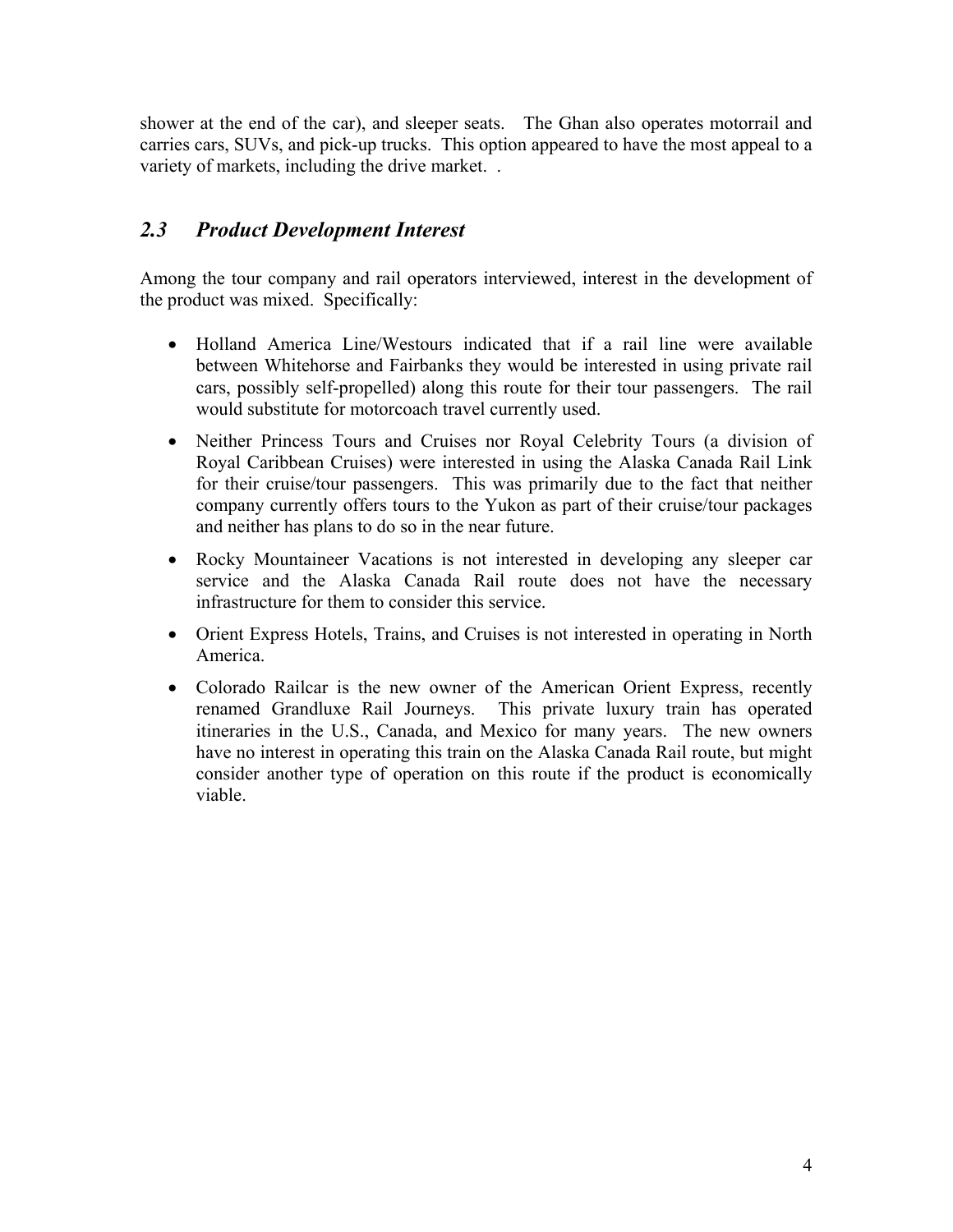shower at the end of the car), and sleeper seats. The Ghan also operates motorrail and carries cars, SUVs, and pick-up trucks. This option appeared to have the most appeal to a variety of markets, including the drive market. .

## *2.3 Product Development Interest*

Among the tour company and rail operators interviewed, interest in the development of the product was mixed. Specifically:

- Holland America Line/Westours indicated that if a rail line were available between Whitehorse and Fairbanks they would be interested in using private rail cars, possibly self-propelled) along this route for their tour passengers. The rail would substitute for motorcoach travel currently used.
- Neither Princess Tours and Cruises nor Royal Celebrity Tours (a division of Royal Caribbean Cruises) were interested in using the Alaska Canada Rail Link for their cruise/tour passengers. This was primarily due to the fact that neither company currently offers tours to the Yukon as part of their cruise/tour packages and neither has plans to do so in the near future.
- Rocky Mountaineer Vacations is not interested in developing any sleeper car service and the Alaska Canada Rail route does not have the necessary infrastructure for them to consider this service.
- Orient Express Hotels, Trains, and Cruises is not interested in operating in North America.
- Colorado Railcar is the new owner of the American Orient Express, recently renamed Grandluxe Rail Journeys. This private luxury train has operated itineraries in the U.S., Canada, and Mexico for many years. The new owners have no interest in operating this train on the Alaska Canada Rail route, but might consider another type of operation on this route if the product is economically viable.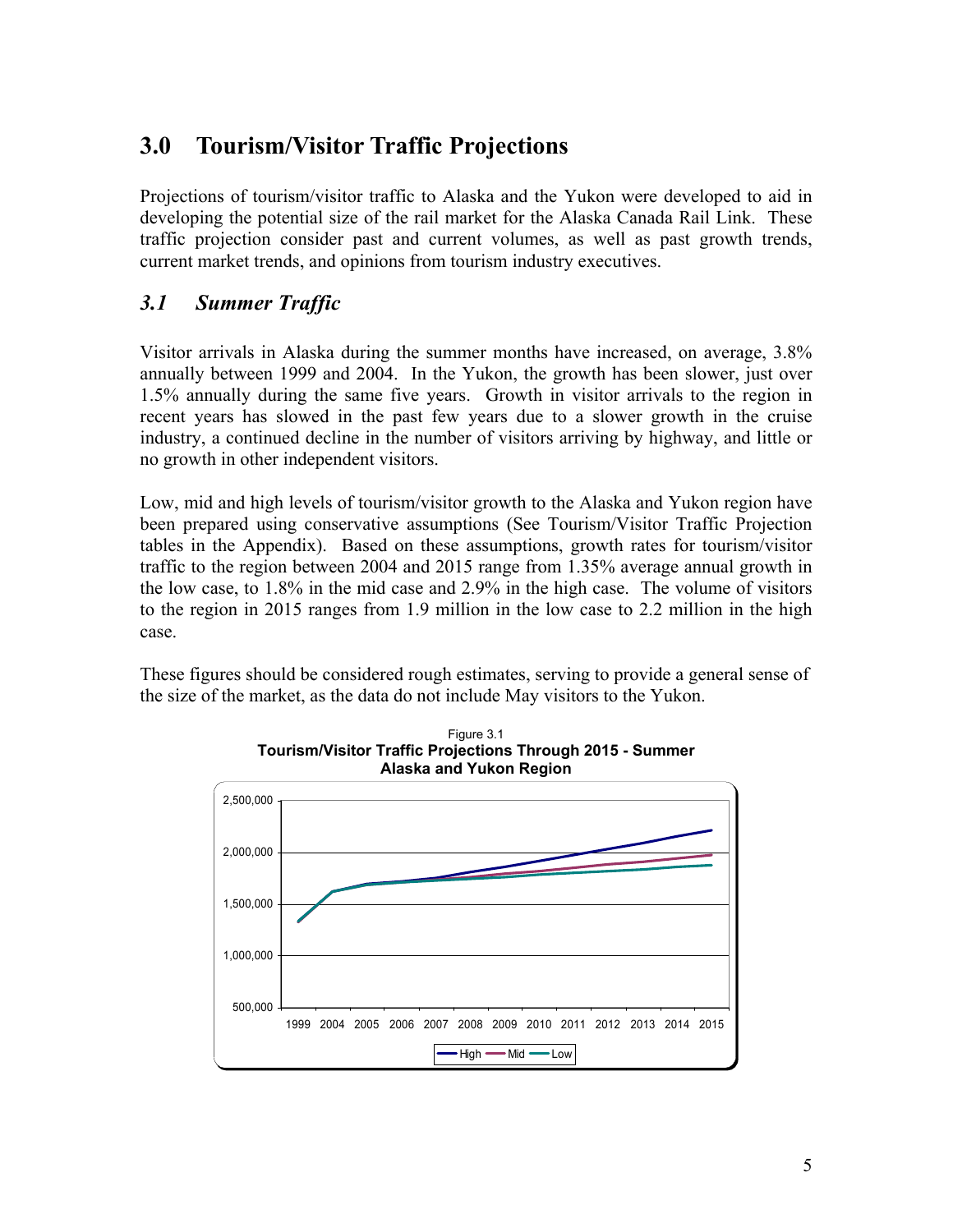# 3.0 Tourism/Visitor Traffic Projections

Projections of tourism/visitor traffic to Alaska and the Yukon were developed to aid in developing the potential size of the rail market for the Alaska Canada Rail Link. These traffic projection consider past and current volumes, as well as past growth trends, current market trends, and opinions from tourism industry executives.

## *3.1 Summer Traffic*

Visitor arrivals in Alaska during the summer months have increased, on average, 3.8% annually between 1999 and 2004. In the Yukon, the growth has been slower, just over 1.5% annually during the same five years. Growth in visitor arrivals to the region in recent years has slowed in the past few years due to a slower growth in the cruise industry, a continued decline in the number of visitors arriving by highway, and little or no growth in other independent visitors.

Low, mid and high levels of tourism/visitor growth to the Alaska and Yukon region have been prepared using conservative assumptions (See Tourism/Visitor Traffic Projection tables in the Appendix). Based on these assumptions, growth rates for tourism/visitor traffic to the region between 2004 and 2015 range from 1.35% average annual growth in the low case, to 1.8% in the mid case and 2.9% in the high case. The volume of visitors to the region in 2015 ranges from 1.9 million in the low case to 2.2 million in the high case.

These figures should be considered rough estimates, serving to provide a general sense of the size of the market, as the data do not include May visitors to the Yukon.

Figure 3.1
**Tourism/Visitor Traffic Projections Through 2015 - Summer Alaska and Yukon Region**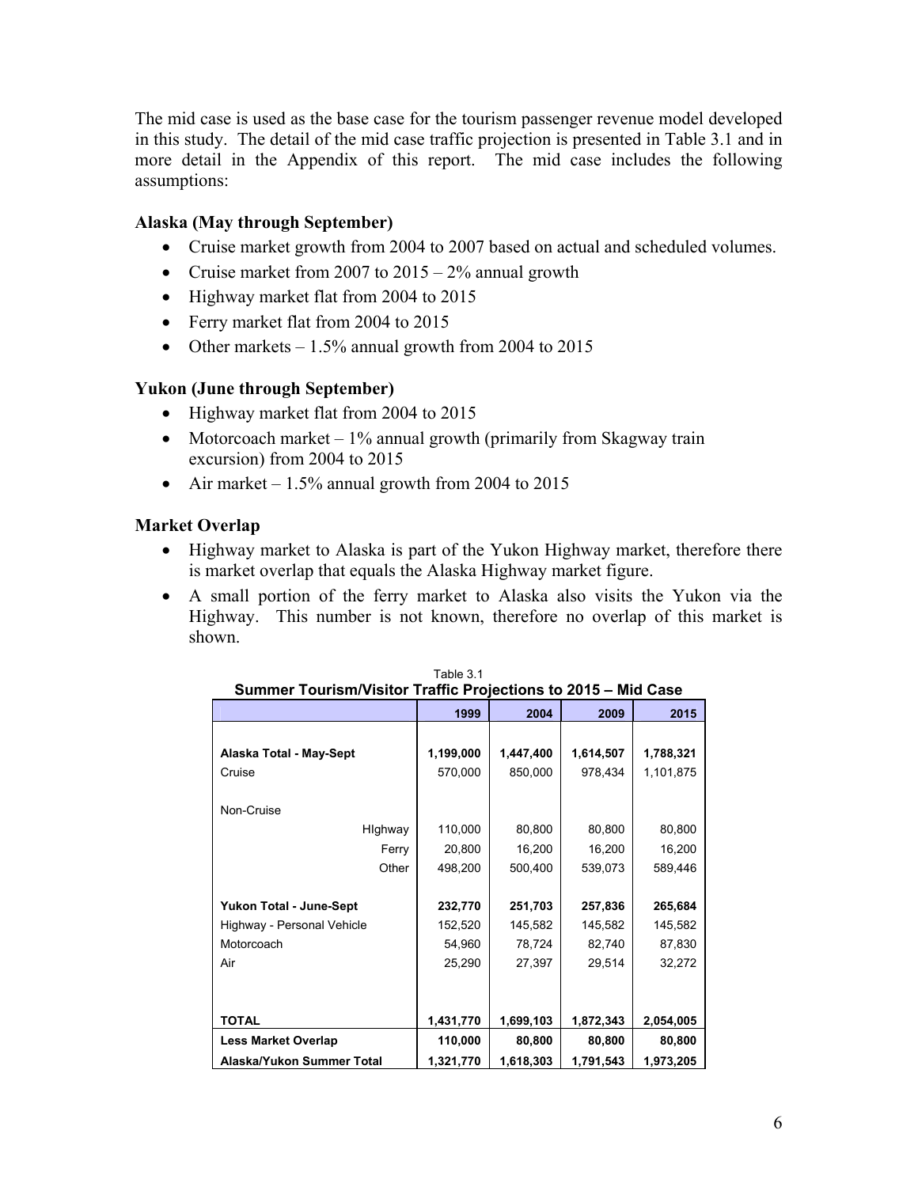The mid case is used as the base case for the tourism passenger revenue model developed in this study. The detail of the mid case traffic projection is presented in Table 3.1 and in more detail in the Appendix of this report. The mid case includes the following assumptions:

**Alaska (May through September)**

- Cruise market growth from 2004 to 2007 based on actual and scheduled volumes.
- Cruise market from 2007 to 2015 – 2% annual growth
- Highway market flat from 2004 to 2015
- Ferry market flat from 2004 to 2015
- Other markets – 1.5% annual growth from 2004 to 2015

**Yukon (June through September)**

- Highway market flat from 2004 to 2015
- Motorcoach market – 1% annual growth (primarily from Skagway train excursion) from 2004 to 2015
- Air market – 1.5% annual growth from 2004 to 2015

**Market Overlap**

- Highway market to Alaska is part of the Yukon Highway market, therefore there is market overlap that equals the Alaska Highway market figure.
- A small portion of the ferry market to Alaska also visits the Yukon via the Highway. This number is not known, therefore no overlap of this market is shown.

Table 3.1

**Summer Tourism/Visitor Traffic Projections to 2015 – Mid Case**

| | 1999 | 2004 | 2009 | 2015 |
|---|---|---|---|---|
| **Alaska Total - May-Sept** | **1,199,000** | **1,447,400** | **1,614,507** | **1,788,321** |
| Cruise | 570,000 | 850,000 | 978,434 | 1,101,875 |
| Non-Cruise | | | | |
| HIghway | 110,000 | 80,800 | 80,800 | 80,800 |
| Ferry | 20,800 | 16,200 | 16,200 | 16,200 |
| Other | 498,200 | 500,400 | 539,073 | 589,446 |
| **Yukon Total - June-Sept** | **232,770** | **251,703** | **257,836** | **265,684** |
| Highway - Personal Vehicle | 152,520 | 145,582 | 145,582 | 145,582 |
| Motorcoach | 54,960 | 78,724 | 82,740 | 87,830 |
| Air | 25,290 | 27,397 | 29,514 | 32,272 |
| **TOTAL** | **1,431,770** | **1,699,103** | **1,872,343** | **2,054,005** |
| **Less Market Overlap** | **110,000** | **80,800** | **80,800** | **80,800** |
| **Alaska/Yukon Summer Total** | **1,321,770** | **1,618,303** | **1,791,543** | **1,973,205** |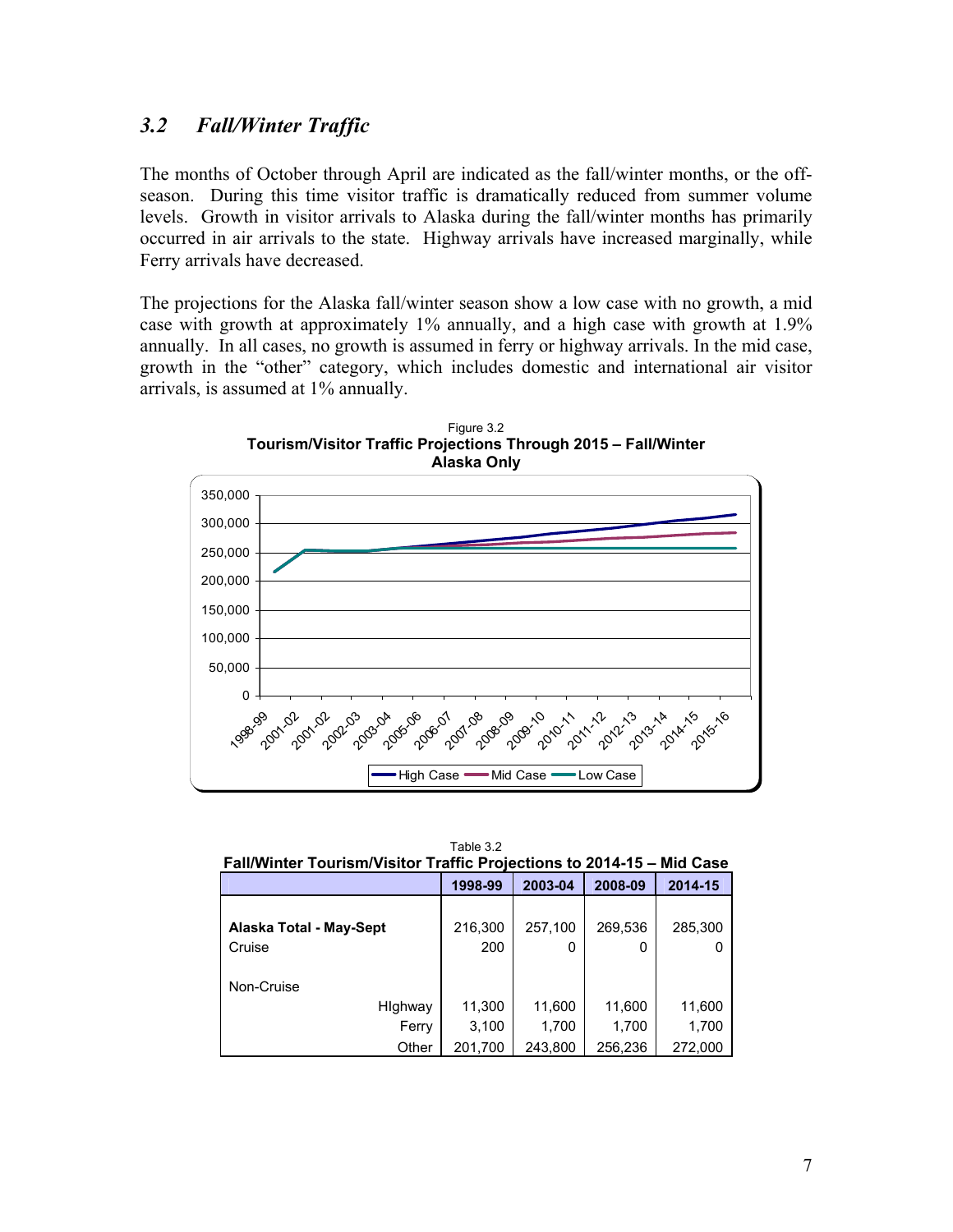## 3.2 *Fall/Winter Traffic*

The months of October through April are indicated as the fall/winter months, or the off-season. During this time visitor traffic is dramatically reduced from summer volume levels. Growth in visitor arrivals to Alaska during the fall/winter months has primarily occurred in air arrivals to the state. Highway arrivals have increased marginally, while Ferry arrivals have decreased.

The projections for the Alaska fall/winter season show a low case with no growth, a mid case with growth at approximately 1% annually, and a high case with growth at 1.9% annually. In all cases, no growth is assumed in ferry or highway arrivals. In the mid case, growth in the "other" category, which includes domestic and international air visitor arrivals, is assumed at 1% annually.

Figure 3.2
**Tourism/Visitor Traffic Projections Through 2015 – Fall/Winter Alaska Only**

Table 3.2
**Fall/Winter Tourism/Visitor Traffic Projections to 2014-15 – Mid Case**

| | 1998-99 | 2003-04 | 2008-09 | 2014-15 |
|---|---|---|---|---|
| **Alaska Total - May-Sept** | 216,300 | 257,100 | 269,536 | 285,300 |
| Cruise | 200 | 0 | 0 | 0 |
| Non-Cruise | | | | |
| HIghway | 11,300 | 11,600 | 11,600 | 11,600 |
| Ferry | 3,100 | 1,700 | 1,700 | 1,700 |
| Other | 201,700 | 243,800 | 256,236 | 272,000 |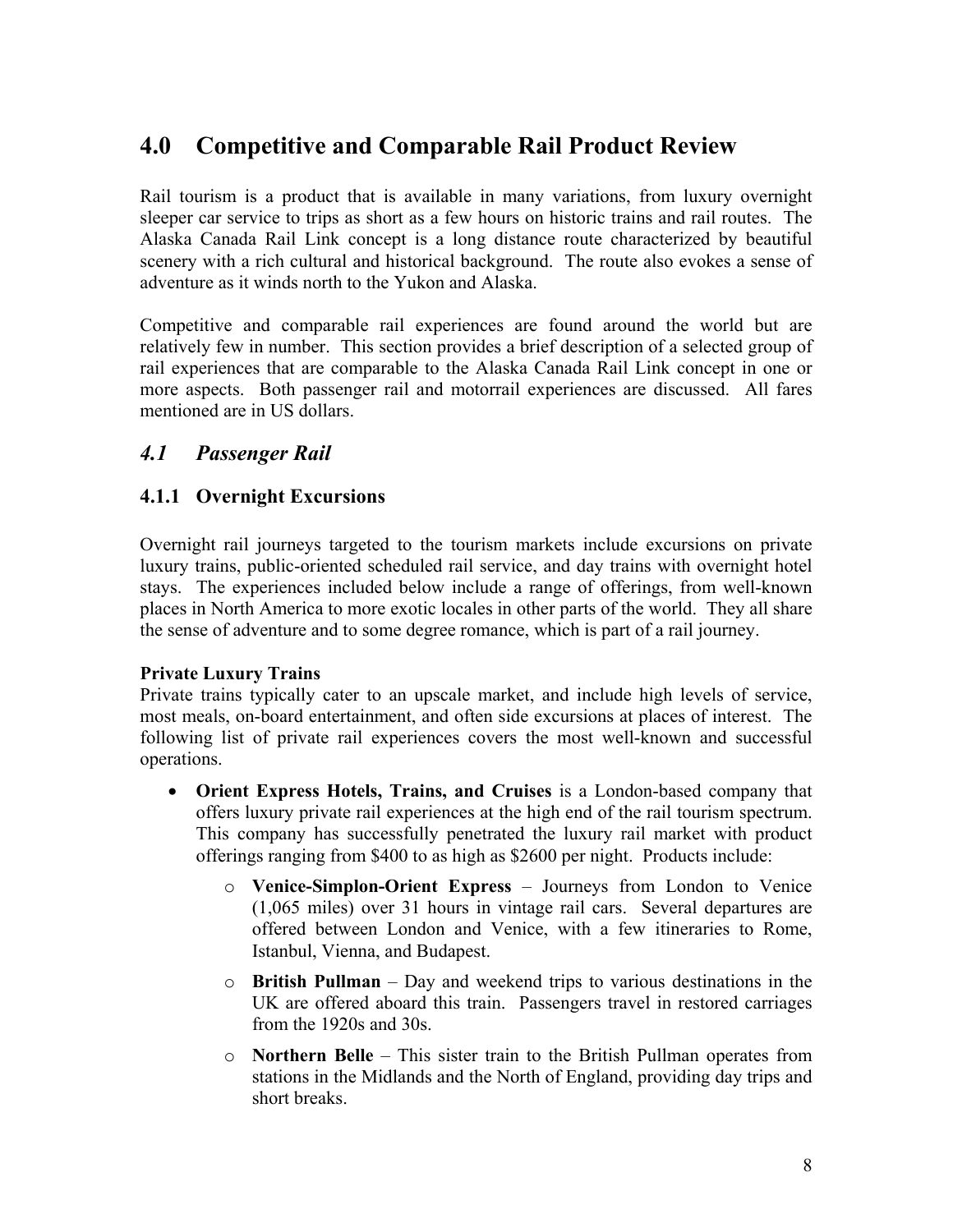# 4.0 Competitive and Comparable Rail Product Review

Rail tourism is a product that is available in many variations, from luxury overnight sleeper car service to trips as short as a few hours on historic trains and rail routes. The Alaska Canada Rail Link concept is a long distance route characterized by beautiful scenery with a rich cultural and historical background. The route also evokes a sense of adventure as it winds north to the Yukon and Alaska.

Competitive and comparable rail experiences are found around the world but are relatively few in number. This section provides a brief description of a selected group of rail experiences that are comparable to the Alaska Canada Rail Link concept in one or more aspects. Both passenger rail and motorrail experiences are discussed. All fares mentioned are in US dollars.

## *4.1 Passenger Rail*

### 4.1.1 Overnight Excursions

Overnight rail journeys targeted to the tourism markets include excursions on private luxury trains, public-oriented scheduled rail service, and day trains with overnight hotel stays. The experiences included below include a range of offerings, from well-known places in North America to more exotic locales in other parts of the world. They all share the sense of adventure and to some degree romance, which is part of a rail journey.

**Private Luxury Trains**

Private trains typically cater to an upscale market, and include high levels of service, most meals, on-board entertainment, and often side excursions at places of interest. The following list of private rail experiences covers the most well-known and successful operations.

- **Orient Express Hotels, Trains, and Cruises** is a London-based company that offers luxury private rail experiences at the high end of the rail tourism spectrum. This company has successfully penetrated the luxury rail market with product offerings ranging from $400 to as high as $2600 per night. Products include:
  - **Venice-Simplon-Orient Express** – Journeys from London to Venice (1,065 miles) over 31 hours in vintage rail cars. Several departures are offered between London and Venice, with a few itineraries to Rome, Istanbul, Vienna, and Budapest.
  - **British Pullman** – Day and weekend trips to various destinations in the UK are offered aboard this train. Passengers travel in restored carriages from the 1920s and 30s.
  - **Northern Belle** – This sister train to the British Pullman operates from stations in the Midlands and the North of England, providing day trips and short breaks.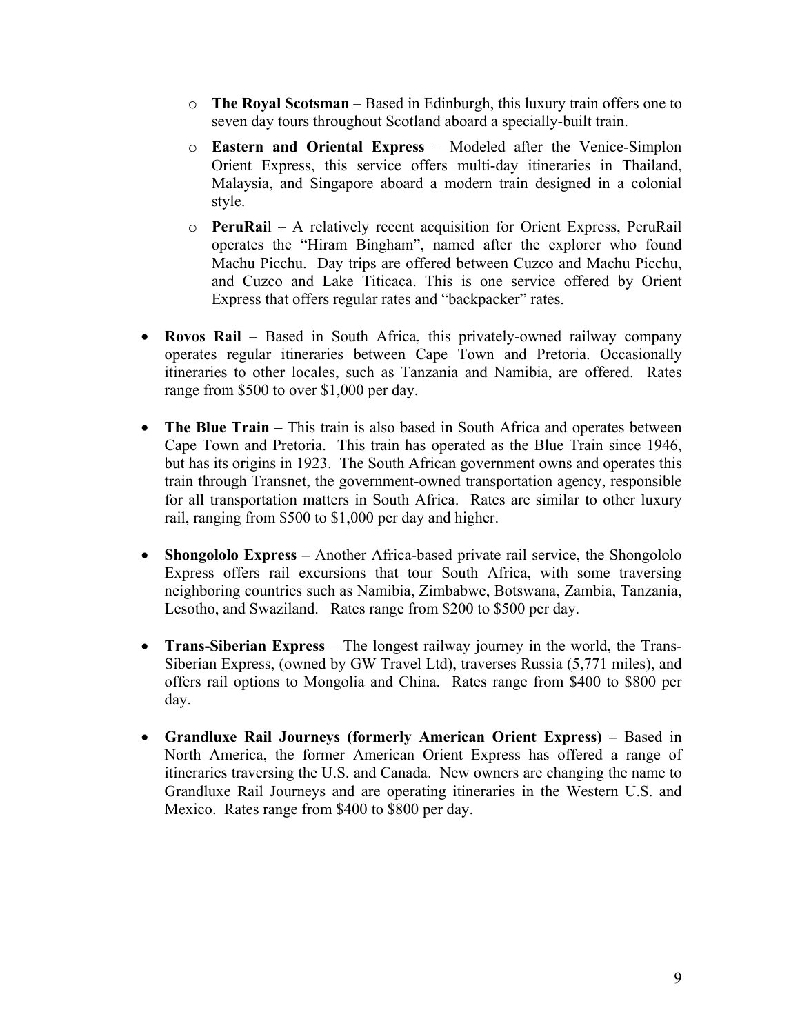- **The Royal Scotsman** – Based in Edinburgh, this luxury train offers one to seven day tours throughout Scotland aboard a specially-built train.
    - **Eastern and Oriental Express** – Modeled after the Venice-Simplon Orient Express, this service offers multi-day itineraries in Thailand, Malaysia, and Singapore aboard a modern train designed in a colonial style.
    - **PeruRail** – A relatively recent acquisition for Orient Express, PeruRail operates the "Hiram Bingham", named after the explorer who found Machu Picchu. Day trips are offered between Cuzco and Machu Picchu, and Cuzco and Lake Titicaca. This is one service offered by Orient Express that offers regular rates and "backpacker" rates.

- **Rovos Rail** – Based in South Africa, this privately-owned railway company operates regular itineraries between Cape Town and Pretoria. Occasionally itineraries to other locales, such as Tanzania and Namibia, are offered. Rates range from $500 to over $1,000 per day.

- **The Blue Train –** This train is also based in South Africa and operates between Cape Town and Pretoria. This train has operated as the Blue Train since 1946, but has its origins in 1923. The South African government owns and operates this train through Transnet, the government-owned transportation agency, responsible for all transportation matters in South Africa. Rates are similar to other luxury rail, ranging from $500 to $1,000 per day and higher.

- **Shongololo Express –** Another Africa-based private rail service, the Shongololo Express offers rail excursions that tour South Africa, with some traversing neighboring countries such as Namibia, Zimbabwe, Botswana, Zambia, Tanzania, Lesotho, and Swaziland. Rates range from $200 to $500 per day.

- **Trans-Siberian Express** – The longest railway journey in the world, the Trans-Siberian Express, (owned by GW Travel Ltd), traverses Russia (5,771 miles), and offers rail options to Mongolia and China. Rates range from $400 to $800 per day.

- **Grandluxe Rail Journeys (formerly American Orient Express) –** Based in North America, the former American Orient Express has offered a range of itineraries traversing the U.S. and Canada. New owners are changing the name to Grandluxe Rail Journeys and are operating itineraries in the Western U.S. and Mexico. Rates range from $400 to $800 per day.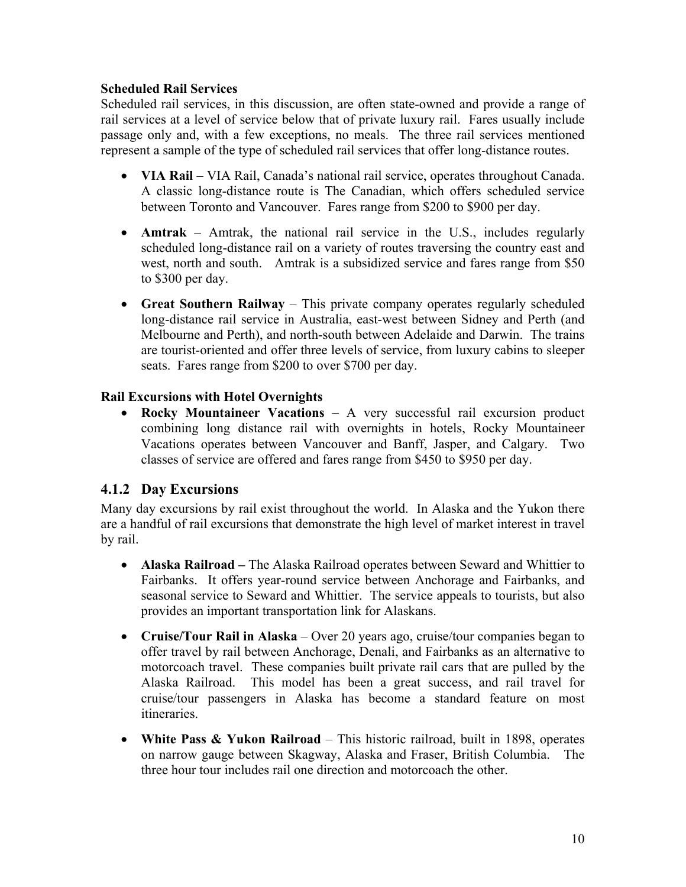**Scheduled Rail Services**

Scheduled rail services, in this discussion, are often state-owned and provide a range of rail services at a level of service below that of private luxury rail. Fares usually include passage only and, with a few exceptions, no meals. The three rail services mentioned represent a sample of the type of scheduled rail services that offer long-distance routes.

- **VIA Rail** – VIA Rail, Canada's national rail service, operates throughout Canada. A classic long-distance route is The Canadian, which offers scheduled service between Toronto and Vancouver. Fares range from $200 to $900 per day.
- **Amtrak** – Amtrak, the national rail service in the U.S., includes regularly scheduled long-distance rail on a variety of routes traversing the country east and west, north and south. Amtrak is a subsidized service and fares range from $50 to $300 per day.
- **Great Southern Railway** – This private company operates regularly scheduled long-distance rail service in Australia, east-west between Sidney and Perth (and Melbourne and Perth), and north-south between Adelaide and Darwin. The trains are tourist-oriented and offer three levels of service, from luxury cabins to sleeper seats. Fares range from $200 to over $700 per day.

**Rail Excursions with Hotel Overnights**

- **Rocky Mountaineer Vacations** – A very successful rail excursion product combining long distance rail with overnights in hotels, Rocky Mountaineer Vacations operates between Vancouver and Banff, Jasper, and Calgary. Two classes of service are offered and fares range from $450 to $950 per day.

### 4.1.2 Day Excursions

Many day excursions by rail exist throughout the world. In Alaska and the Yukon there are a handful of rail excursions that demonstrate the high level of market interest in travel by rail.

- **Alaska Railroad –** The Alaska Railroad operates between Seward and Whittier to Fairbanks. It offers year-round service between Anchorage and Fairbanks, and seasonal service to Seward and Whittier. The service appeals to tourists, but also provides an important transportation link for Alaskans.
- **Cruise/Tour Rail in Alaska** – Over 20 years ago, cruise/tour companies began to offer travel by rail between Anchorage, Denali, and Fairbanks as an alternative to motorcoach travel. These companies built private rail cars that are pulled by the Alaska Railroad. This model has been a great success, and rail travel for cruise/tour passengers in Alaska has become a standard feature on most itineraries.
- **White Pass & Yukon Railroad** – This historic railroad, built in 1898, operates on narrow gauge between Skagway, Alaska and Fraser, British Columbia. The three hour tour includes rail one direction and motorcoach the other.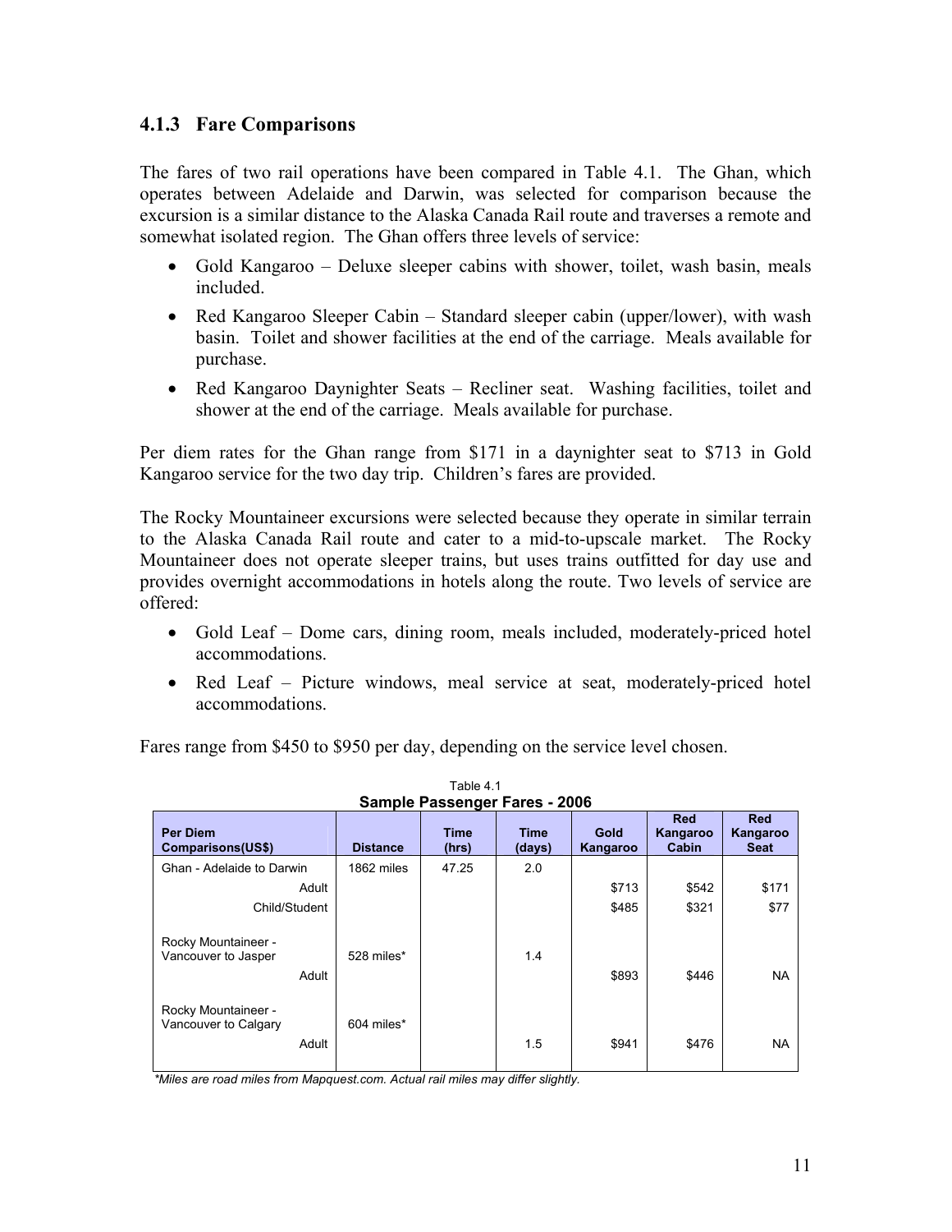### 4.1.3 Fare Comparisons

The fares of two rail operations have been compared in Table 4.1. The Ghan, which operates between Adelaide and Darwin, was selected for comparison because the excursion is a similar distance to the Alaska Canada Rail route and traverses a remote and somewhat isolated region. The Ghan offers three levels of service:

- Gold Kangaroo – Deluxe sleeper cabins with shower, toilet, wash basin, meals included.
- Red Kangaroo Sleeper Cabin – Standard sleeper cabin (upper/lower), with wash basin. Toilet and shower facilities at the end of the carriage. Meals available for purchase.
- Red Kangaroo Daynighter Seats – Recliner seat. Washing facilities, toilet and shower at the end of the carriage. Meals available for purchase.

Per diem rates for the Ghan range from $171 in a daynighter seat to $713 in Gold Kangaroo service for the two day trip. Children's fares are provided.

The Rocky Mountaineer excursions were selected because they operate in similar terrain to the Alaska Canada Rail route and cater to a mid-to-upscale market. The Rocky Mountaineer does not operate sleeper trains, but uses trains outfitted for day use and provides overnight accommodations in hotels along the route. Two levels of service are offered:

- Gold Leaf – Dome cars, dining room, meals included, moderately-priced hotel accommodations.
- Red Leaf – Picture windows, meal service at seat, moderately-priced hotel accommodations.

Fares range from $450 to $950 per day, depending on the service level chosen.

Table 4.1
**Sample Passenger Fares - 2006**

| Per Diem Comparisons(US$) | Distance | Time (hrs) | Time (days) | Gold Kangaroo | Red Kangaroo Cabin | Red Kangaroo Seat |
|---|---|---|---|---|---|---|
| Ghan - Adelaide to Darwin | 1862 miles | 47.25 | 2.0 | | | |
| Adult | | | | $713 | $542 | $171 |
| Child/Student | | | | $485 | $321 | $77 |
| Rocky Mountaineer - Vancouver to Jasper | 528 miles* | | 1.4 | | | |
| Adult | | | | $893 | $446 | NA |
| Rocky Mountaineer - Vancouver to Calgary | 604 miles* | | | | | |
| Adult | | | 1.5 | $941 | $476 | NA |

*Miles are road miles from Mapquest.com. Actual rail miles may differ slightly.*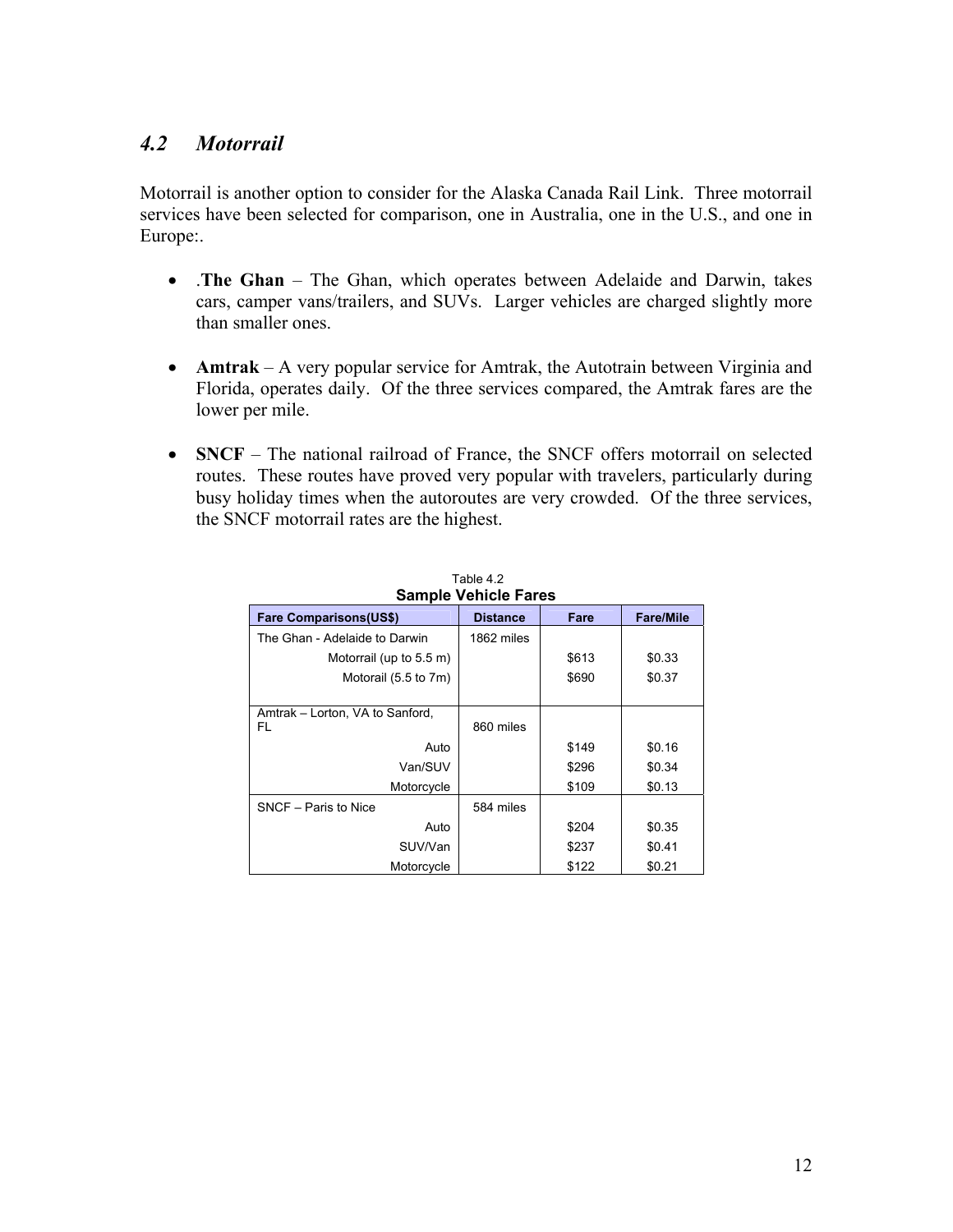## *4.2 Motorrail*

Motorrail is another option to consider for the Alaska Canada Rail Link. Three motorrail services have been selected for comparison, one in Australia, one in the U.S., and one in Europe:.

- .**The Ghan** – The Ghan, which operates between Adelaide and Darwin, takes cars, camper vans/trailers, and SUVs. Larger vehicles are charged slightly more than smaller ones.
- **Amtrak** – A very popular service for Amtrak, the Autotrain between Virginia and Florida, operates daily. Of the three services compared, the Amtrak fares are the lower per mile.
- **SNCF** – The national railroad of France, the SNCF offers motorrail on selected routes. These routes have proved very popular with travelers, particularly during busy holiday times when the autoroutes are very crowded. Of the three services, the SNCF motorrail rates are the highest.

Table 4.2
**Sample Vehicle Fares**

| Fare Comparisons(US$) | Distance | Fare | Fare/Mile |
|---|---|---|---|
| The Ghan - Adelaide to Darwin | 1862 miles | | |
| Motorrail (up to 5.5 m) | | $613 | $0.33 |
| Motorail (5.5 to 7m) | | $690 | $0.37 |
| Amtrak – Lorton, VA to Sanford, FL | 860 miles | | |
| Auto | | $149 | $0.16 |
| Van/SUV | | $296 | $0.34 |
| Motorcycle | | $109 | $0.13 |
| SNCF – Paris to Nice | 584 miles | | |
| Auto | | $204 | $0.35 |
| SUV/Van | | $237 | $0.41 |
| Motorcycle | | $122 | $0.21 |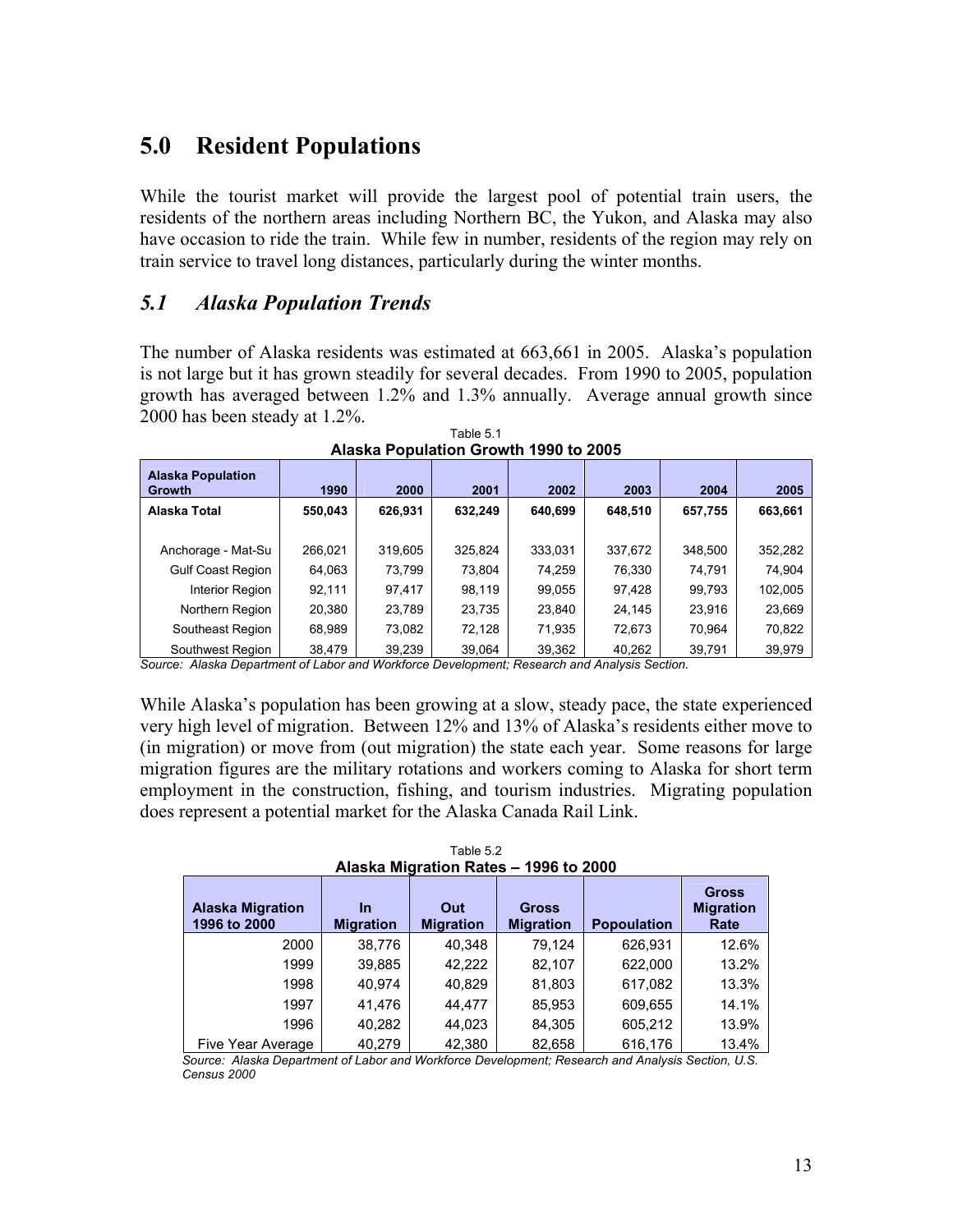# 5.0 Resident Populations

While the tourist market will provide the largest pool of potential train users, the residents of the northern areas including Northern BC, the Yukon, and Alaska may also have occasion to ride the train. While few in number, residents of the region may rely on train service to travel long distances, particularly during the winter months.

## *5.1 Alaska Population Trends*

The number of Alaska residents was estimated at 663,661 in 2005. Alaska's population is not large but it has grown steadily for several decades. From 1990 to 2005, population growth has averaged between 1.2% and 1.3% annually. Average annual growth since 2000 has been steady at 1.2%.

Table 5.1

**Alaska Population Growth 1990 to 2005**

| Alaska Population Growth | 1990 | 2000 | 2001 | 2002 | 2003 | 2004 | 2005 |
|---|---|---|---|---|---|---|---|
| **Alaska Total** | **550,043** | **626,931** | **632,249** | **640,699** | **648,510** | **657,755** | **663,661** |
| Anchorage - Mat-Su | 266,021 | 319,605 | 325,824 | 333,031 | 337,672 | 348,500 | 352,282 |
| Gulf Coast Region | 64,063 | 73,799 | 73,804 | 74,259 | 76,330 | 74,791 | 74,904 |
| Interior Region | 92,111 | 97,417 | 98,119 | 99,055 | 97,428 | 99,793 | 102,005 |
| Northern Region | 20,380 | 23,789 | 23,735 | 23,840 | 24,145 | 23,916 | 23,669 |
| Southeast Region | 68,989 | 73,082 | 72,128 | 71,935 | 72,673 | 70,964 | 70,822 |
| Southwest Region | 38,479 | 39,239 | 39,064 | 39,362 | 40,262 | 39,791 | 39,979 |

*Source: Alaska Department of Labor and Workforce Development; Research and Analysis Section.*

While Alaska's population has been growing at a slow, steady pace, the state experienced very high level of migration. Between 12% and 13% of Alaska's residents either move to (in migration) or move from (out migration) the state each year. Some reasons for large migration figures are the military rotations and workers coming to Alaska for short term employment in the construction, fishing, and tourism industries. Migrating population does represent a potential market for the Alaska Canada Rail Link.

Table 5.2

**Alaska Migration Rates – 1996 to 2000**

| Alaska Migration 1996 to 2000 | In Migration | Out Migration | Gross Migration | Popoulation | Gross Migration Rate |
|---|---|---|---|---|---|
| 2000 | 38,776 | 40,348 | 79,124 | 626,931 | 12.6% |
| 1999 | 39,885 | 42,222 | 82,107 | 622,000 | 13.2% |
| 1998 | 40,974 | 40,829 | 81,803 | 617,082 | 13.3% |
| 1997 | 41,476 | 44,477 | 85,953 | 609,655 | 14.1% |
| 1996 | 40,282 | 44,023 | 84,305 | 605,212 | 13.9% |
| Five Year Average | 40,279 | 42,380 | 82,658 | 616,176 | 13.4% |

*Source: Alaska Department of Labor and Workforce Development; Research and Analysis Section, U.S. Census 2000*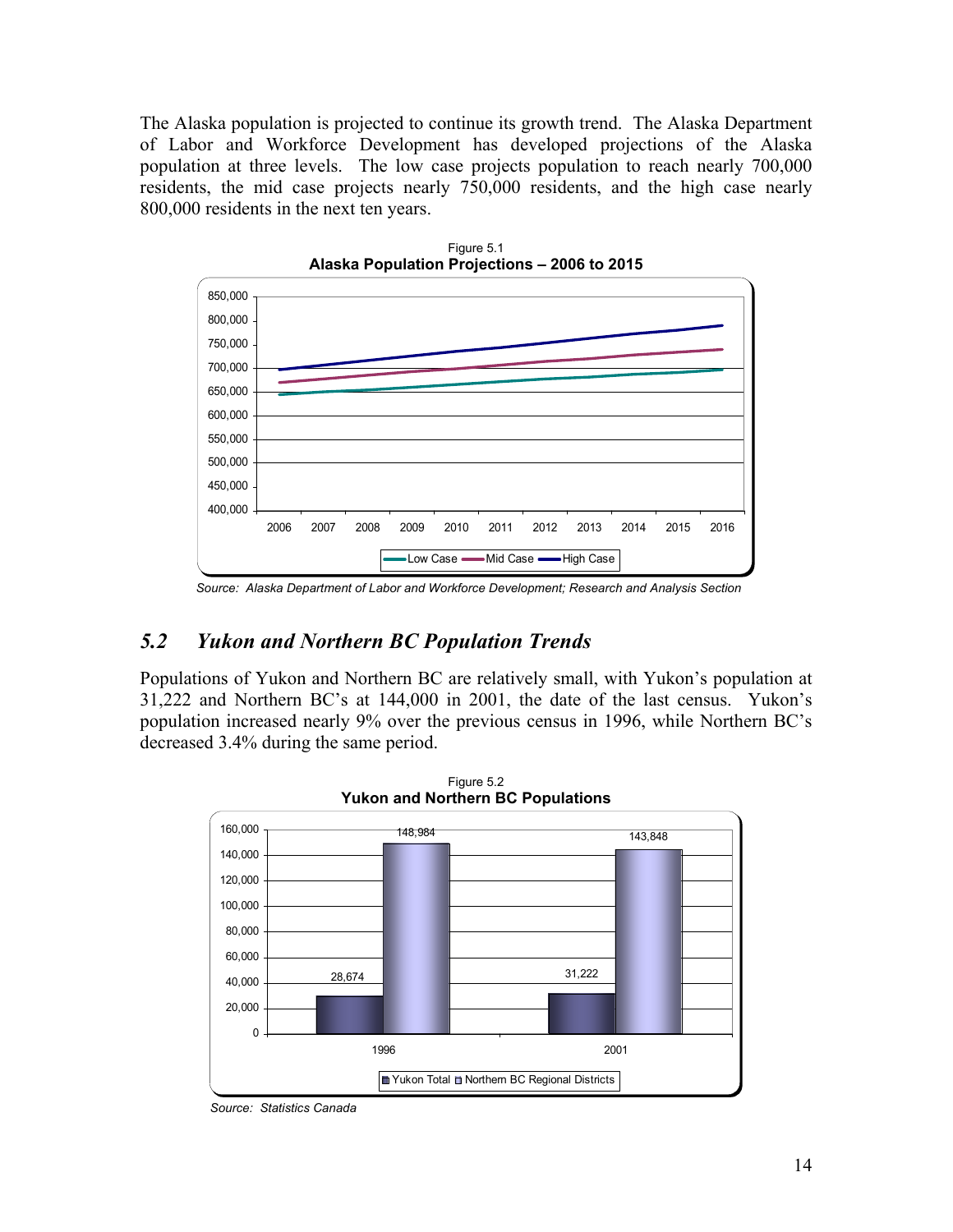The Alaska population is projected to continue its growth trend. The Alaska Department of Labor and Workforce Development has developed projections of the Alaska population at three levels. The low case projects population to reach nearly 700,000 residents, the mid case projects nearly 750,000 residents, and the high case nearly 800,000 residents in the next ten years.

Figure 5.1
**Alaska Population Projections – 2006 to 2015**

*Source: Alaska Department of Labor and Workforce Development; Research and Analysis Section*

## *5.2 Yukon and Northern BC Population Trends*

Populations of Yukon and Northern BC are relatively small, with Yukon's population at 31,222 and Northern BC's at 144,000 in 2001, the date of the last census. Yukon's population increased nearly 9% over the previous census in 1996, while Northern BC's decreased 3.4% during the same period.

Figure 5.2
**Yukon and Northern BC Populations**

| | 1996 | 2001 |
|---|---|---|
| Yukon Total | 28,674 | 31,222 |
| Northern BC Regional Districts | 148,984 | 143,848 |

*Source: Statistics Canada*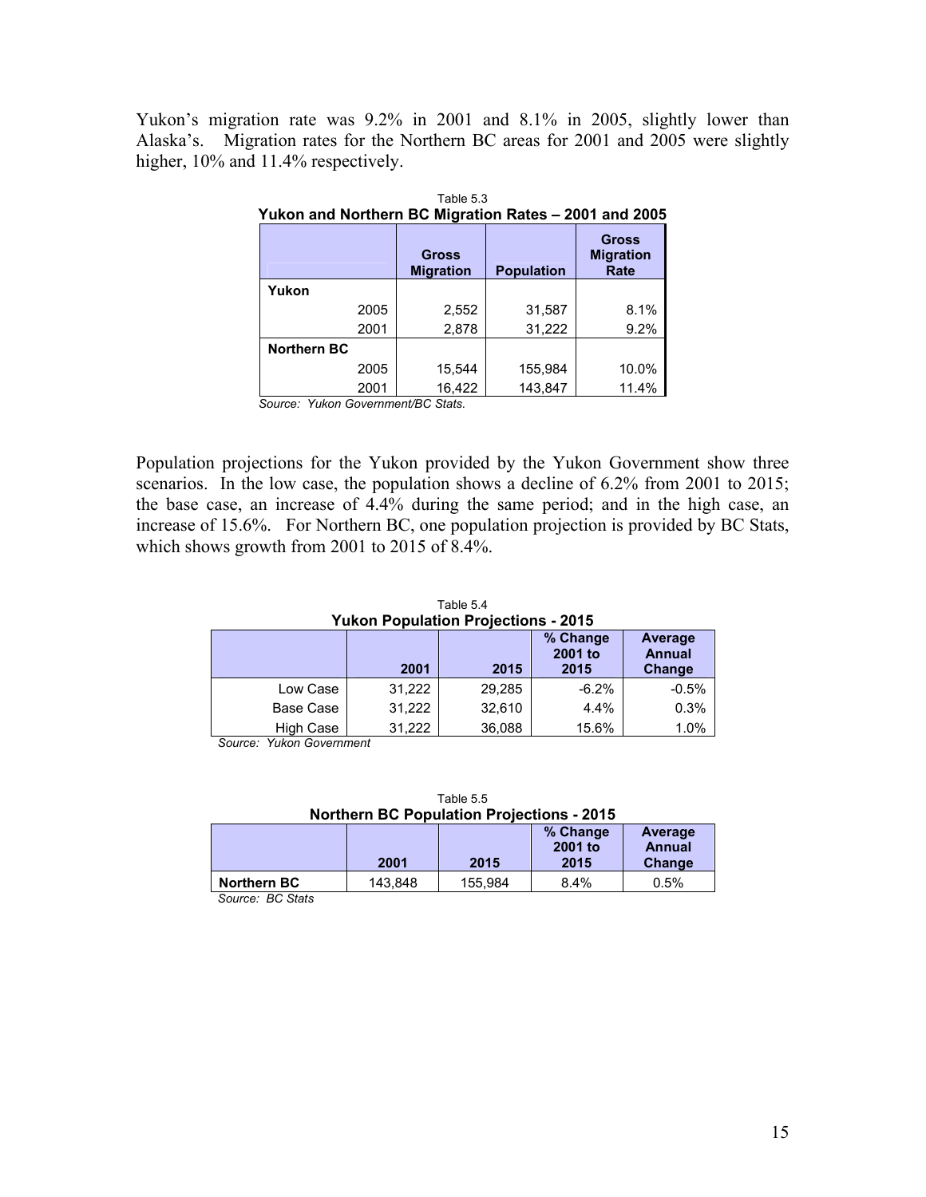Yukon's migration rate was 9.2% in 2001 and 8.1% in 2005, slightly lower than Alaska's. Migration rates for the Northern BC areas for 2001 and 2005 were slightly higher, 10% and 11.4% respectively.

Table 5.3
**Yukon and Northern BC Migration Rates – 2001 and 2005**

| | Gross Migration | Population | Gross Migration Rate |
|---|---|---|---|
| **Yukon** | | | |
| 2005 | 2,552 | 31,587 | 8.1% |
| 2001 | 2,878 | 31,222 | 9.2% |
| **Northern BC** | | | |
| 2005 | 15,544 | 155,984 | 10.0% |
| 2001 | 16,422 | 143,847 | 11.4% |

*Source: Yukon Government/BC Stats.*

Population projections for the Yukon provided by the Yukon Government show three scenarios. In the low case, the population shows a decline of 6.2% from 2001 to 2015; the base case, an increase of 4.4% during the same period; and in the high case, an increase of 15.6%. For Northern BC, one population projection is provided by BC Stats, which shows growth from 2001 to 2015 of 8.4%.

Table 5.4
**Yukon Population Projections - 2015**

| | 2001 | 2015 | % Change 2001 to 2015 | Average Annual Change |
|---|---|---|---|---|
| Low Case | 31,222 | 29,285 | -6.2% | -0.5% |
| Base Case | 31,222 | 32,610 | 4.4% | 0.3% |
| High Case | 31,222 | 36,088 | 15.6% | 1.0% |

*Source: Yukon Government*

Table 5.5
**Northern BC Population Projections - 2015**

| | 2001 | 2015 | % Change 2001 to 2015 | Average Annual Change |
|---|---|---|---|---|
| **Northern BC** | 143,848 | 155,984 | 8.4% | 0.5% |

*Source: BC Stats*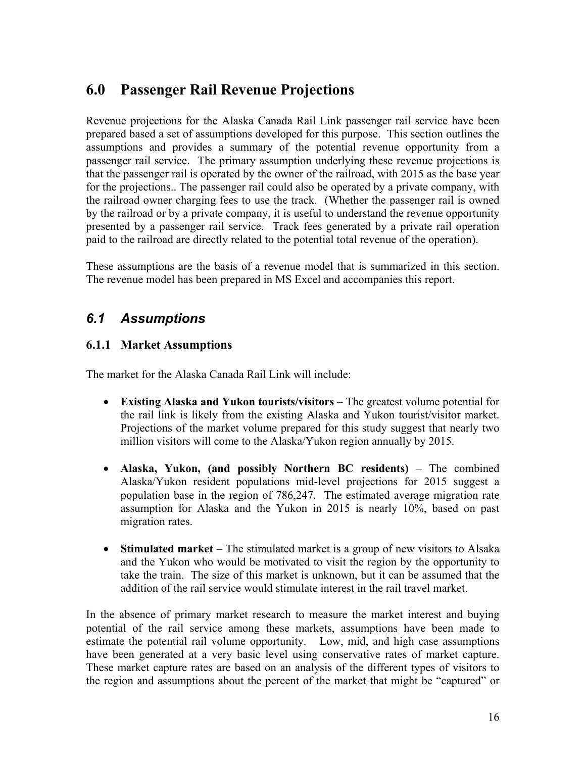# 6.0 Passenger Rail Revenue Projections

Revenue projections for the Alaska Canada Rail Link passenger rail service have been prepared based a set of assumptions developed for this purpose. This section outlines the assumptions and provides a summary of the potential revenue opportunity from a passenger rail service. The primary assumption underlying these revenue projections is that the passenger rail is operated by the owner of the railroad, with 2015 as the base year for the projections.. The passenger rail could also be operated by a private company, with the railroad owner charging fees to use the track. (Whether the passenger rail is owned by the railroad or by a private company, it is useful to understand the revenue opportunity presented by a passenger rail service. Track fees generated by a private rail operation paid to the railroad are directly related to the potential total revenue of the operation).

These assumptions are the basis of a revenue model that is summarized in this section. The revenue model has been prepared in MS Excel and accompanies this report.

## *6.1 Assumptions*

### 6.1.1 Market Assumptions

The market for the Alaska Canada Rail Link will include:

- **Existing Alaska and Yukon tourists/visitors** – The greatest volume potential for the rail link is likely from the existing Alaska and Yukon tourist/visitor market. Projections of the market volume prepared for this study suggest that nearly two million visitors will come to the Alaska/Yukon region annually by 2015.
- **Alaska, Yukon, (and possibly Northern BC residents)** – The combined Alaska/Yukon resident populations mid-level projections for 2015 suggest a population base in the region of 786,247. The estimated average migration rate assumption for Alaska and the Yukon in 2015 is nearly 10%, based on past migration rates.
- **Stimulated market** – The stimulated market is a group of new visitors to Alsaka and the Yukon who would be motivated to visit the region by the opportunity to take the train. The size of this market is unknown, but it can be assumed that the addition of the rail service would stimulate interest in the rail travel market.

In the absence of primary market research to measure the market interest and buying potential of the rail service among these markets, assumptions have been made to estimate the potential rail volume opportunity. Low, mid, and high case assumptions have been generated at a very basic level using conservative rates of market capture. These market capture rates are based on an analysis of the different types of visitors to the region and assumptions about the percent of the market that might be "captured" or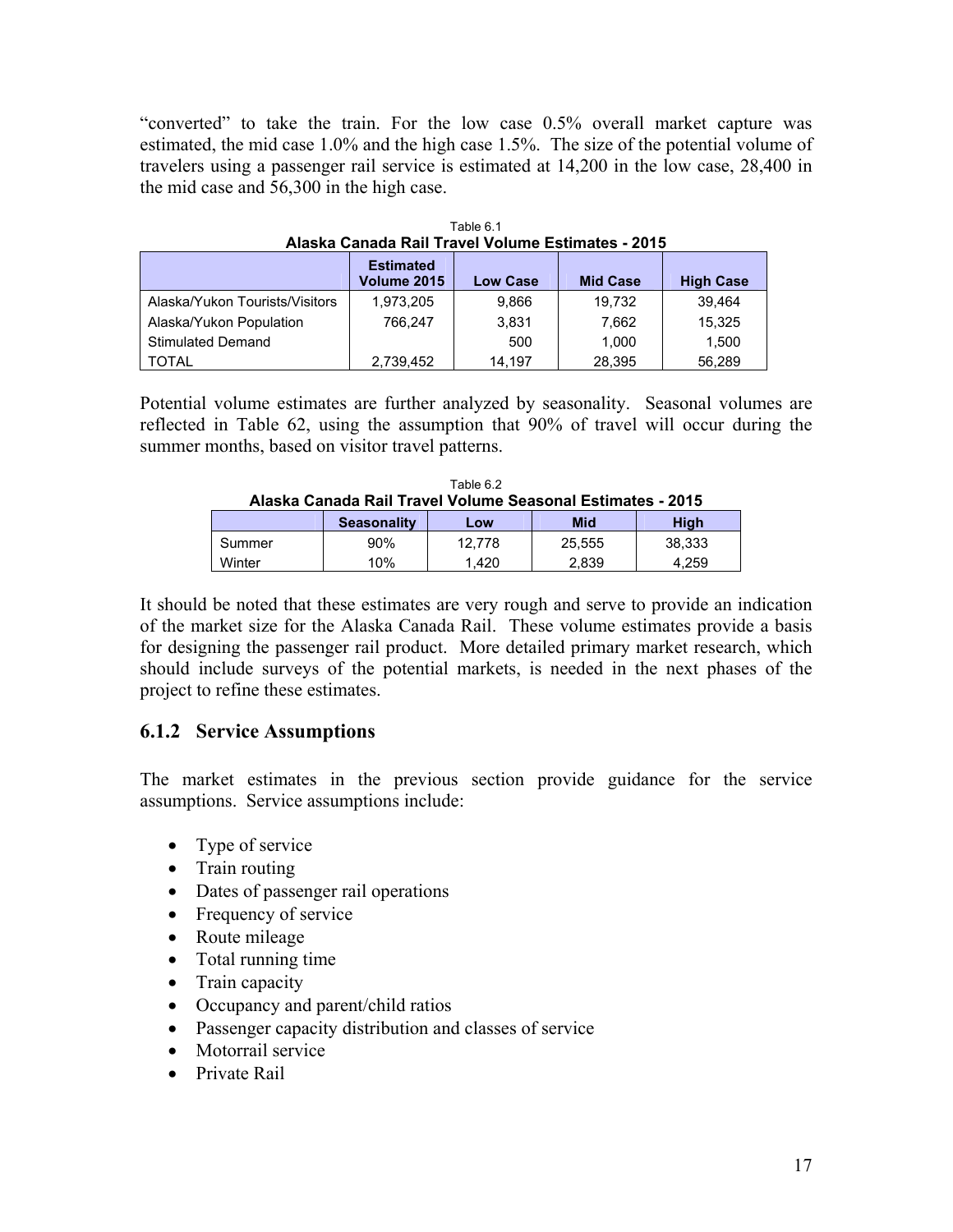"converted" to take the train. For the low case 0.5% overall market capture was estimated, the mid case 1.0% and the high case 1.5%. The size of the potential volume of travelers using a passenger rail service is estimated at 14,200 in the low case, 28,400 in the mid case and 56,300 in the high case.

Table 6.1
**Alaska Canada Rail Travel Volume Estimates - 2015**

| | Estimated Volume 2015 | Low Case | Mid Case | High Case |
|---|---|---|---|---|
| Alaska/Yukon Tourists/Visitors | 1,973,205 | 9,866 | 19,732 | 39,464 |
| Alaska/Yukon Population | 766,247 | 3,831 | 7,662 | 15,325 |
| Stimulated Demand | | 500 | 1,000 | 1,500 |
| TOTAL | 2,739,452 | 14,197 | 28,395 | 56,289 |

Potential volume estimates are further analyzed by seasonality. Seasonal volumes are reflected in Table 62, using the assumption that 90% of travel will occur during the summer months, based on visitor travel patterns.

Table 6.2
**Alaska Canada Rail Travel Volume Seasonal Estimates - 2015**

| | Seasonality | Low | Mid | High |
|---|---|---|---|---|
| Summer | 90% | 12,778 | 25,555 | 38,333 |
| Winter | 10% | 1,420 | 2,839 | 4,259 |

It should be noted that these estimates are very rough and serve to provide an indication of the market size for the Alaska Canada Rail. These volume estimates provide a basis for designing the passenger rail product. More detailed primary market research, which should include surveys of the potential markets, is needed in the next phases of the project to refine these estimates.

### 6.1.2 Service Assumptions

The market estimates in the previous section provide guidance for the service assumptions. Service assumptions include:

- Type of service
- Train routing
- Dates of passenger rail operations
- Frequency of service
- Route mileage
- Total running time
- Train capacity
- Occupancy and parent/child ratios
- Passenger capacity distribution and classes of service
- Motorrail service
- Private Rail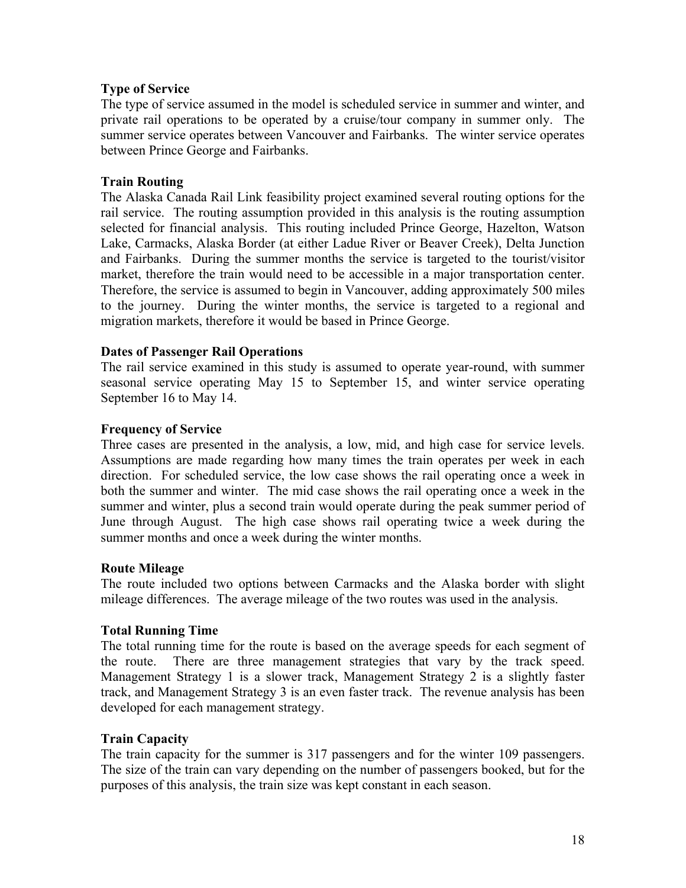**Type of Service**

The type of service assumed in the model is scheduled service in summer and winter, and private rail operations to be operated by a cruise/tour company in summer only. The summer service operates between Vancouver and Fairbanks. The winter service operates between Prince George and Fairbanks.

**Train Routing**

The Alaska Canada Rail Link feasibility project examined several routing options for the rail service. The routing assumption provided in this analysis is the routing assumption selected for financial analysis. This routing included Prince George, Hazelton, Watson Lake, Carmacks, Alaska Border (at either Ladue River or Beaver Creek), Delta Junction and Fairbanks. During the summer months the service is targeted to the tourist/visitor market, therefore the train would need to be accessible in a major transportation center. Therefore, the service is assumed to begin in Vancouver, adding approximately 500 miles to the journey. During the winter months, the service is targeted to a regional and migration markets, therefore it would be based in Prince George.

**Dates of Passenger Rail Operations**

The rail service examined in this study is assumed to operate year-round, with summer seasonal service operating May 15 to September 15, and winter service operating September 16 to May 14.

**Frequency of Service**

Three cases are presented in the analysis, a low, mid, and high case for service levels. Assumptions are made regarding how many times the train operates per week in each direction. For scheduled service, the low case shows the rail operating once a week in both the summer and winter. The mid case shows the rail operating once a week in the summer and winter, plus a second train would operate during the peak summer period of June through August. The high case shows rail operating twice a week during the summer months and once a week during the winter months.

**Route Mileage**

The route included two options between Carmacks and the Alaska border with slight mileage differences. The average mileage of the two routes was used in the analysis.

**Total Running Time**

The total running time for the route is based on the average speeds for each segment of the route. There are three management strategies that vary by the track speed. Management Strategy 1 is a slower track, Management Strategy 2 is a slightly faster track, and Management Strategy 3 is an even faster track. The revenue analysis has been developed for each management strategy.

**Train Capacity**

The train capacity for the summer is 317 passengers and for the winter 109 passengers. The size of the train can vary depending on the number of passengers booked, but for the purposes of this analysis, the train size was kept constant in each season.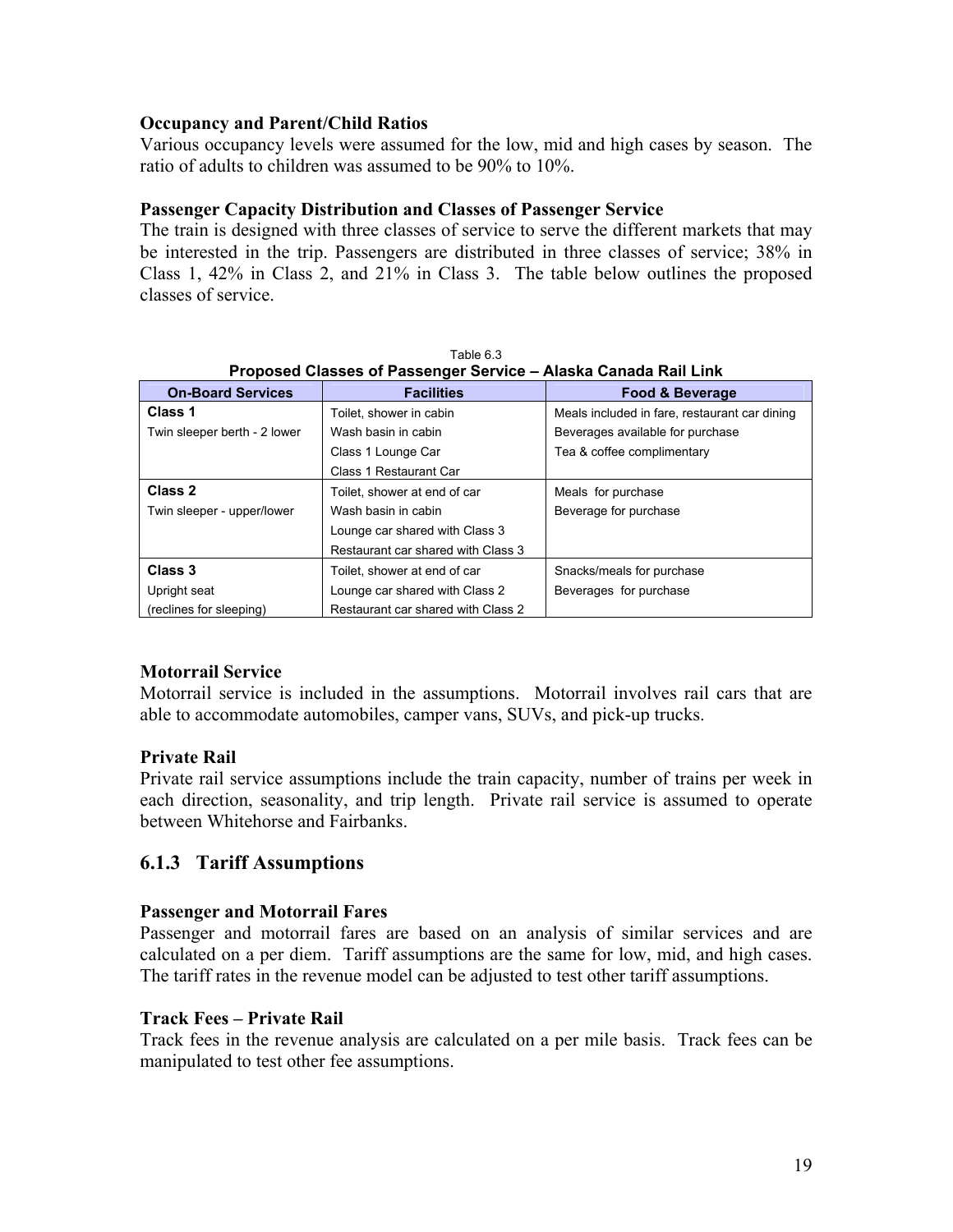**Occupancy and Parent/Child Ratios**

Various occupancy levels were assumed for the low, mid and high cases by season. The ratio of adults to children was assumed to be 90% to 10%.

**Passenger Capacity Distribution and Classes of Passenger Service**

The train is designed with three classes of service to serve the different markets that may be interested in the trip. Passengers are distributed in three classes of service; 38% in Class 1, 42% in Class 2, and 21% in Class 3. The table below outlines the proposed classes of service.

Table 6.3
**Proposed Classes of Passenger Service – Alaska Canada Rail Link**

| On-Board Services | Facilities | Food & Beverage |
|---|---|---|
| **Class 1** | Toilet, shower in cabin | Meals included in fare, restaurant car dining |
| Twin sleeper berth - 2 lower | Wash basin in cabin | Beverages available for purchase |
| | Class 1 Lounge Car | Tea & coffee complimentary |
| | Class 1 Restaurant Car | |
| **Class 2** | Toilet, shower at end of car | Meals for purchase |
| Twin sleeper - upper/lower | Wash basin in cabin | Beverage for purchase |
| | Lounge car shared with Class 3 | |
| | Restaurant car shared with Class 3 | |
| **Class 3** | Toilet, shower at end of car | Snacks/meals for purchase |
| Upright seat | Lounge car shared with Class 2 | Beverages for purchase |
| (reclines for sleeping) | Restaurant car shared with Class 2 | |

**Motorrail Service**

Motorrail service is included in the assumptions. Motorrail involves rail cars that are able to accommodate automobiles, camper vans, SUVs, and pick-up trucks.

**Private Rail**

Private rail service assumptions include the train capacity, number of trains per week in each direction, seasonality, and trip length. Private rail service is assumed to operate between Whitehorse and Fairbanks.

## 6.1.3 Tariff Assumptions

**Passenger and Motorrail Fares**

Passenger and motorrail fares are based on an analysis of similar services and are calculated on a per diem. Tariff assumptions are the same for low, mid, and high cases. The tariff rates in the revenue model can be adjusted to test other tariff assumptions.

**Track Fees – Private Rail**

Track fees in the revenue analysis are calculated on a per mile basis. Track fees can be manipulated to test other fee assumptions.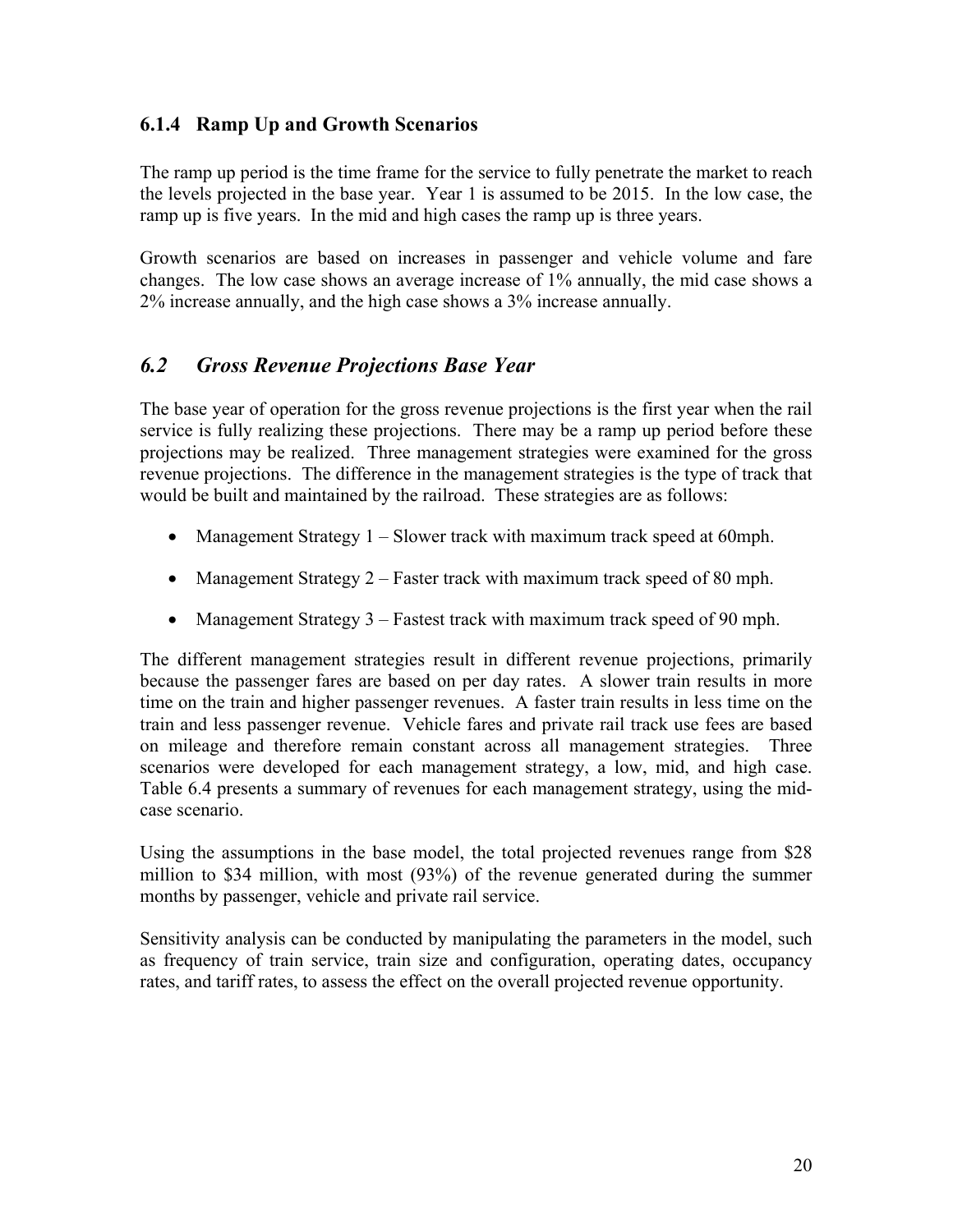### 6.1.4 Ramp Up and Growth Scenarios

The ramp up period is the time frame for the service to fully penetrate the market to reach the levels projected in the base year. Year 1 is assumed to be 2015. In the low case, the ramp up is five years. In the mid and high cases the ramp up is three years.

Growth scenarios are based on increases in passenger and vehicle volume and fare changes. The low case shows an average increase of 1% annually, the mid case shows a 2% increase annually, and the high case shows a 3% increase annually.

## *6.2 Gross Revenue Projections Base Year*

The base year of operation for the gross revenue projections is the first year when the rail service is fully realizing these projections. There may be a ramp up period before these projections may be realized. Three management strategies were examined for the gross revenue projections. The difference in the management strategies is the type of track that would be built and maintained by the railroad. These strategies are as follows:

- Management Strategy 1 – Slower track with maximum track speed at 60mph.
- Management Strategy 2 – Faster track with maximum track speed of 80 mph.
- Management Strategy 3 – Fastest track with maximum track speed of 90 mph.

The different management strategies result in different revenue projections, primarily because the passenger fares are based on per day rates. A slower train results in more time on the train and higher passenger revenues. A faster train results in less time on the train and less passenger revenue. Vehicle fares and private rail track use fees are based on mileage and therefore remain constant across all management strategies. Three scenarios were developed for each management strategy, a low, mid, and high case. Table 6.4 presents a summary of revenues for each management strategy, using the mid-case scenario.

Using the assumptions in the base model, the total projected revenues range from $28 million to $34 million, with most (93%) of the revenue generated during the summer months by passenger, vehicle and private rail service.

Sensitivity analysis can be conducted by manipulating the parameters in the model, such as frequency of train service, train size and configuration, operating dates, occupancy rates, and tariff rates, to assess the effect on the overall projected revenue opportunity.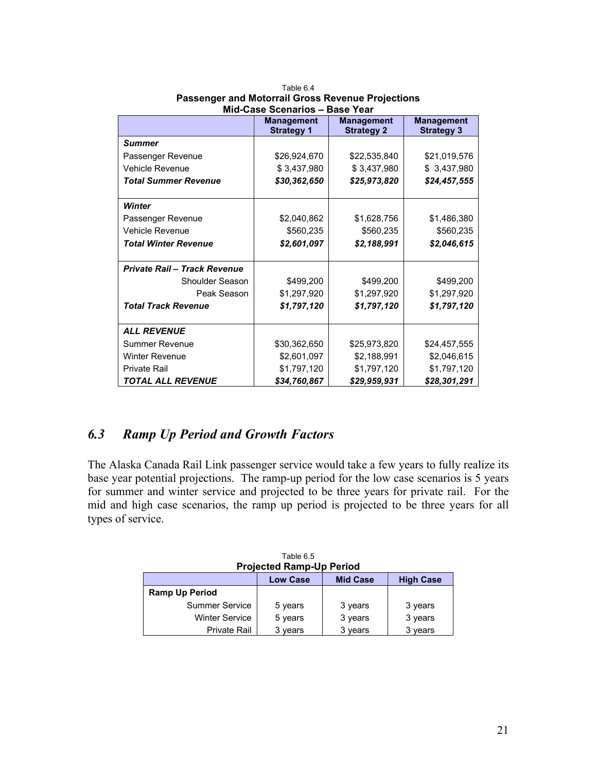Table 6.4

**Passenger and Motorrail Gross Revenue Projections**
**Mid-Case Scenarios – Base Year**

| | Management Strategy 1 | Management Strategy 2 | Management Strategy 3 |
|---|---|---|---|
| ***Summer*** | | | |
| Passenger Revenue | $26,924,670 | $22,535,840 | $21,019,576 |
| Vehicle Revenue | $ 3,437,980 | $ 3,437,980 | $ 3,437,980 |
| ***Total Summer Revenue*** | ***$30,362,650*** | ***$25,973,820*** | ***$24,457,555*** |
| ***Winter*** | | | |
| Passenger Revenue | $2,040,862 | $1,628,756 | $1,486,380 |
| Vehicle Revenue | $560,235 | $560,235 | $560,235 |
| ***Total Winter Revenue*** | ***$2,601,097*** | ***$2,188,991*** | ***$2,046,615*** |
| ***Private Rail – Track Revenue*** | | | |
| Shoulder Season | $499,200 | $499,200 | $499,200 |
| Peak Season | $1,297,920 | $1,297,920 | $1,297,920 |
| ***Total Track Revenue*** | ***$1,797,120*** | ***$1,797,120*** | ***$1,797,120*** |
| ***ALL REVENUE*** | | | |
| Summer Revenue | $30,362,650 | $25,973,820 | $24,457,555 |
| Winter Revenue | $2,601,097 | $2,188,991 | $2,046,615 |
| Private Rail | $1,797,120 | $1,797,120 | $1,797,120 |
| ***TOTAL ALL REVENUE*** | ***$34,760,867*** | ***$29,959,931*** | ***$28,301,291*** |

## *6.3 Ramp Up Period and Growth Factors*

The Alaska Canada Rail Link passenger service would take a few years to fully realize its base year potential projections. The ramp-up period for the low case scenarios is 5 years for summer and winter service and projected to be three years for private rail. For the mid and high case scenarios, the ramp up period is projected to be three years for all types of service.

Table 6.5

**Projected Ramp-Up Period**

| | Low Case | Mid Case | High Case |
|---|---|---|---|
| **Ramp Up Period** | | | |
| Summer Service | 5 years | 3 years | 3 years |
| Winter Service | 5 years | 3 years | 3 years |
| Private Rail | 3 years | 3 years | 3 years |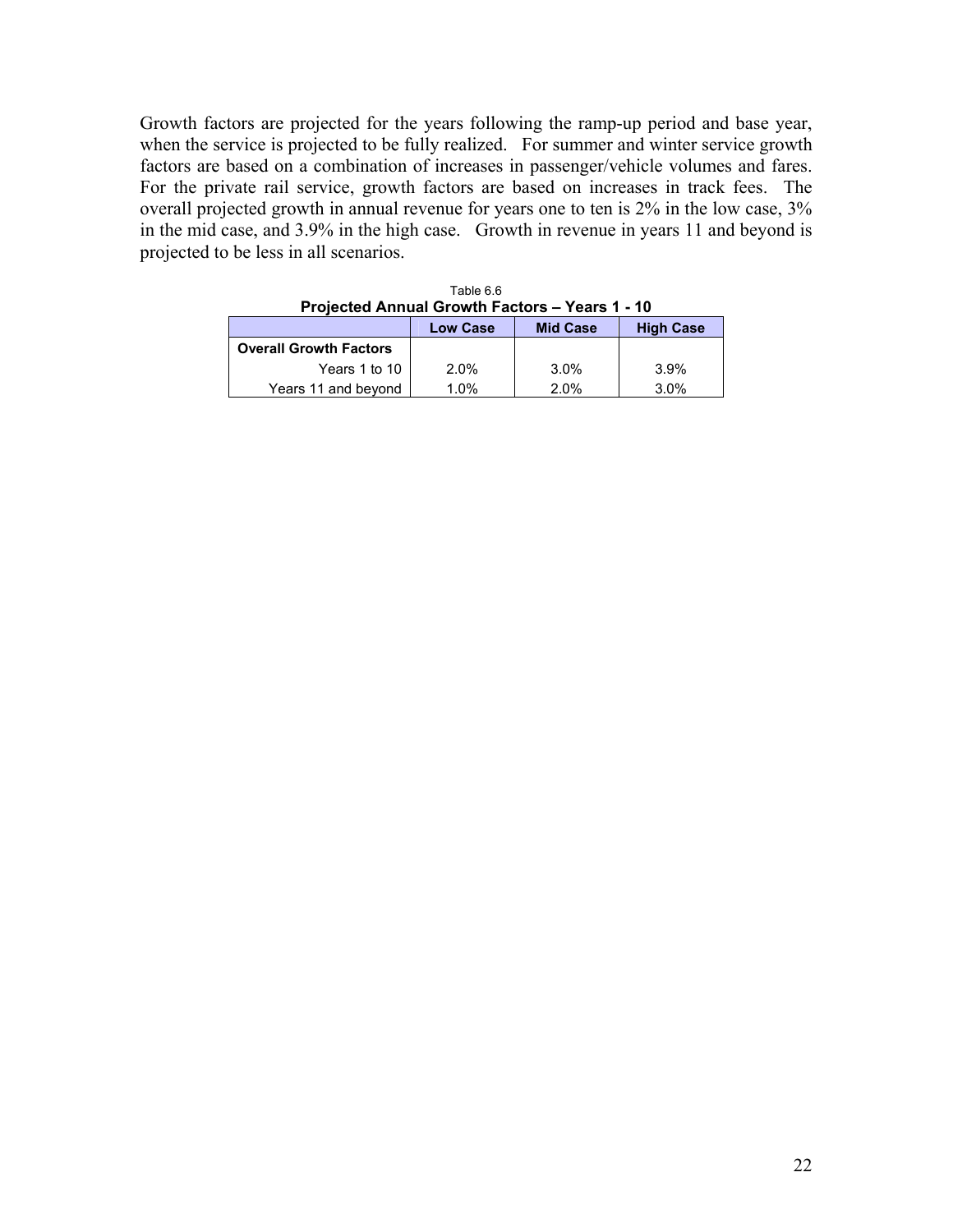Growth factors are projected for the years following the ramp-up period and base year, when the service is projected to be fully realized. For summer and winter service growth factors are based on a combination of increases in passenger/vehicle volumes and fares. For the private rail service, growth factors are based on increases in track fees. The overall projected growth in annual revenue for years one to ten is 2% in the low case, 3% in the mid case, and 3.9% in the high case. Growth in revenue in years 11 and beyond is projected to be less in all scenarios.

Table 6.6

**Projected Annual Growth Factors – Years 1 - 10**

| | **Low Case** | **Mid Case** | **High Case** |
|---|---|---|---|
| **Overall Growth Factors** | | | |
| Years 1 to 10 | 2.0% | 3.0% | 3.9% |
| Years 11 and beyond | 1.0% | 2.0% | 3.0% |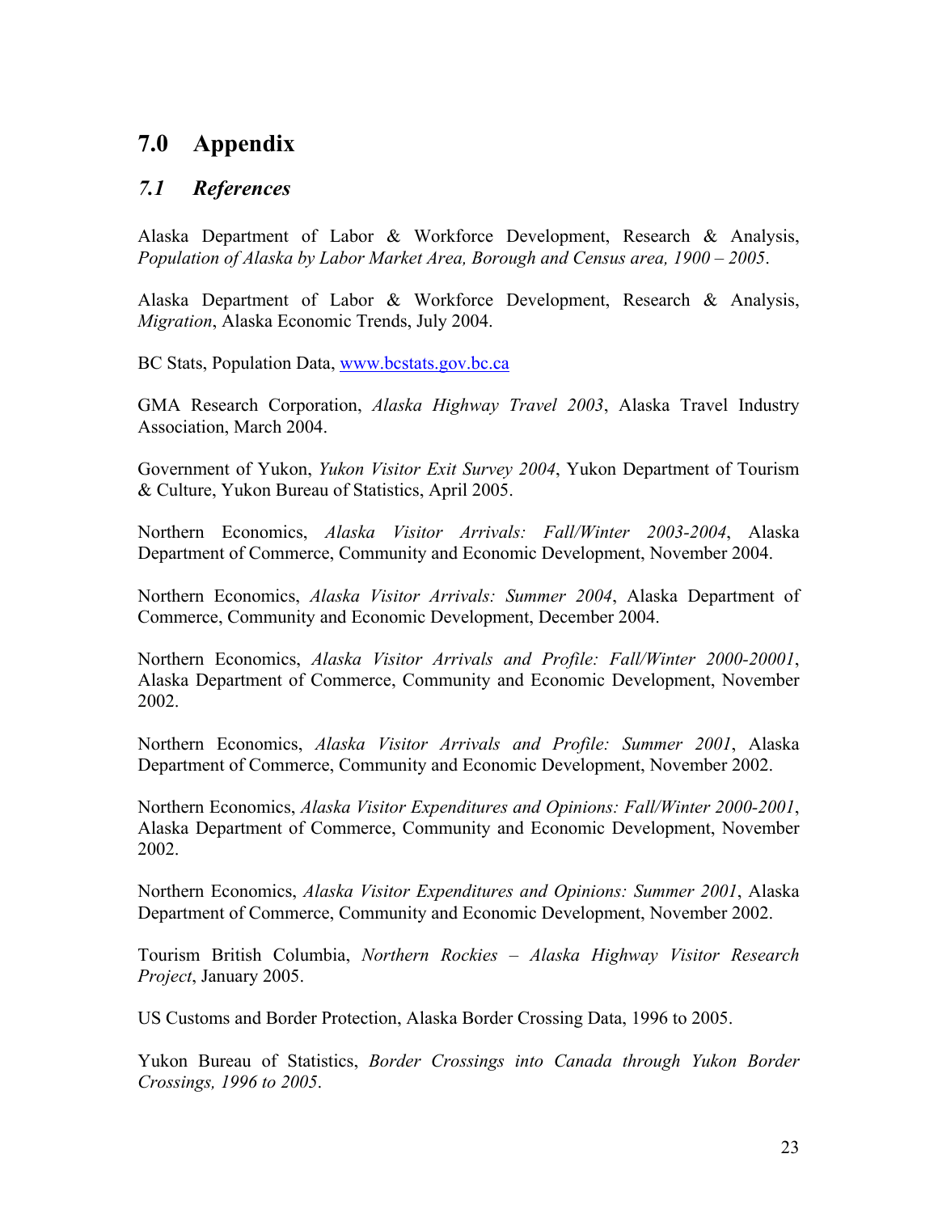# 7.0 Appendix

## *7.1 References*

Alaska Department of Labor & Workforce Development, Research & Analysis, *Population of Alaska by Labor Market Area, Borough and Census area, 1900 – 2005*.

Alaska Department of Labor & Workforce Development, Research & Analysis, *Migration*, Alaska Economic Trends, July 2004.

BC Stats, Population Data, www.bcstats.gov.bc.ca

GMA Research Corporation, *Alaska Highway Travel 2003*, Alaska Travel Industry Association, March 2004.

Government of Yukon, *Yukon Visitor Exit Survey 2004*, Yukon Department of Tourism & Culture, Yukon Bureau of Statistics, April 2005.

Northern Economics, *Alaska Visitor Arrivals: Fall/Winter 2003-2004*, Alaska Department of Commerce, Community and Economic Development, November 2004.

Northern Economics, *Alaska Visitor Arrivals: Summer 2004*, Alaska Department of Commerce, Community and Economic Development, December 2004.

Northern Economics, *Alaska Visitor Arrivals and Profile: Fall/Winter 2000-20001*, Alaska Department of Commerce, Community and Economic Development, November 2002.

Northern Economics, *Alaska Visitor Arrivals and Profile: Summer 2001*, Alaska Department of Commerce, Community and Economic Development, November 2002.

Northern Economics, *Alaska Visitor Expenditures and Opinions: Fall/Winter 2000-2001*, Alaska Department of Commerce, Community and Economic Development, November 2002.

Northern Economics, *Alaska Visitor Expenditures and Opinions: Summer 2001*, Alaska Department of Commerce, Community and Economic Development, November 2002.

Tourism British Columbia, *Northern Rockies – Alaska Highway Visitor Research Project*, January 2005.

US Customs and Border Protection, Alaska Border Crossing Data, 1996 to 2005.

Yukon Bureau of Statistics, *Border Crossings into Canada through Yukon Border Crossings, 1996 to 2005*.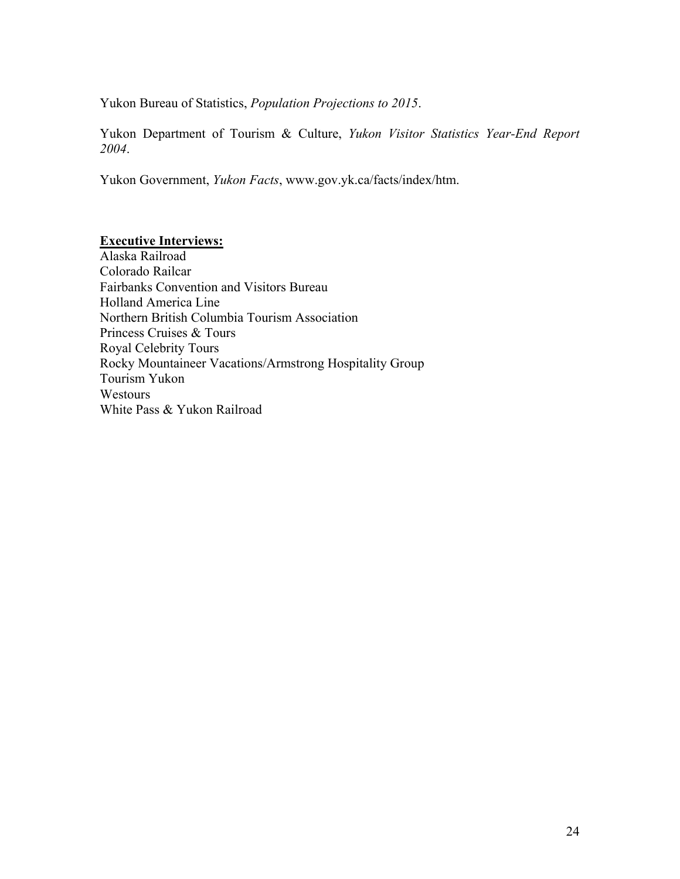Yukon Bureau of Statistics, *Population Projections to 2015*.

Yukon Department of Tourism & Culture, *Yukon Visitor Statistics Year-End Report 2004*.

Yukon Government, *Yukon Facts*, www.gov.yk.ca/facts/index/htm.

**Executive Interviews:**

Alaska Railroad
Colorado Railcar
Fairbanks Convention and Visitors Bureau
Holland America Line
Northern British Columbia Tourism Association
Princess Cruises & Tours
Royal Celebrity Tours
Rocky Mountaineer Vacations/Armstrong Hospitality Group
Tourism Yukon
Westours
White Pass & Yukon Railroad